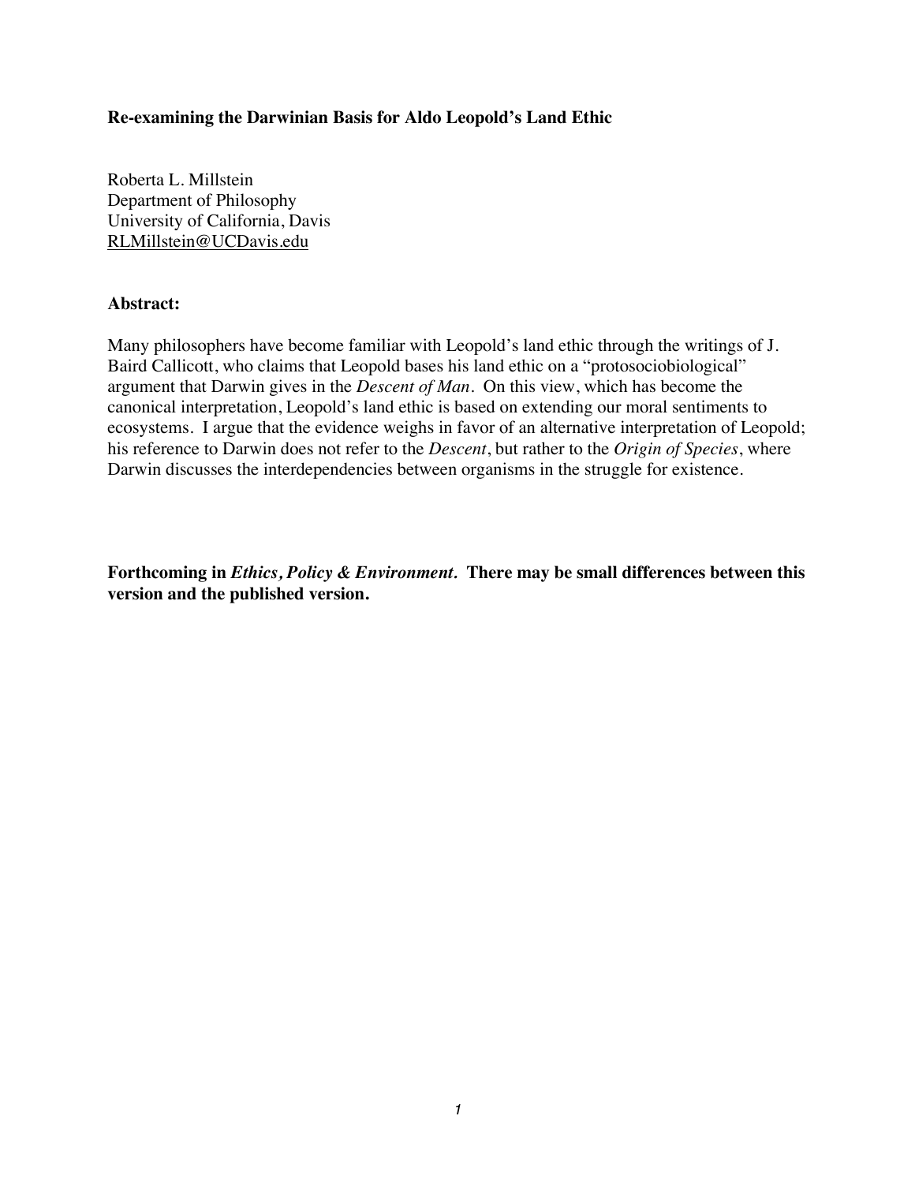**Re-examining the Darwinian Basis for Aldo Leopold's Land Ethic**

Roberta L. Millstein
Department of Philosophy
University of California, Davis
RLMillstein@UCDavis.edu

**Abstract:**

Many philosophers have become familiar with Leopold's land ethic through the writings of J. Baird Callicott, who claims that Leopold bases his land ethic on a "protosociobiological" argument that Darwin gives in the *Descent of Man*. On this view, which has become the canonical interpretation, Leopold's land ethic is based on extending our moral sentiments to ecosystems. I argue that the evidence weighs in favor of an alternative interpretation of Leopold; his reference to Darwin does not refer to the *Descent*, but rather to the *Origin of Species*, where Darwin discusses the interdependencies between organisms in the struggle for existence.

**Forthcoming in *Ethics, Policy & Environment*. There may be small differences between this version and the published version.**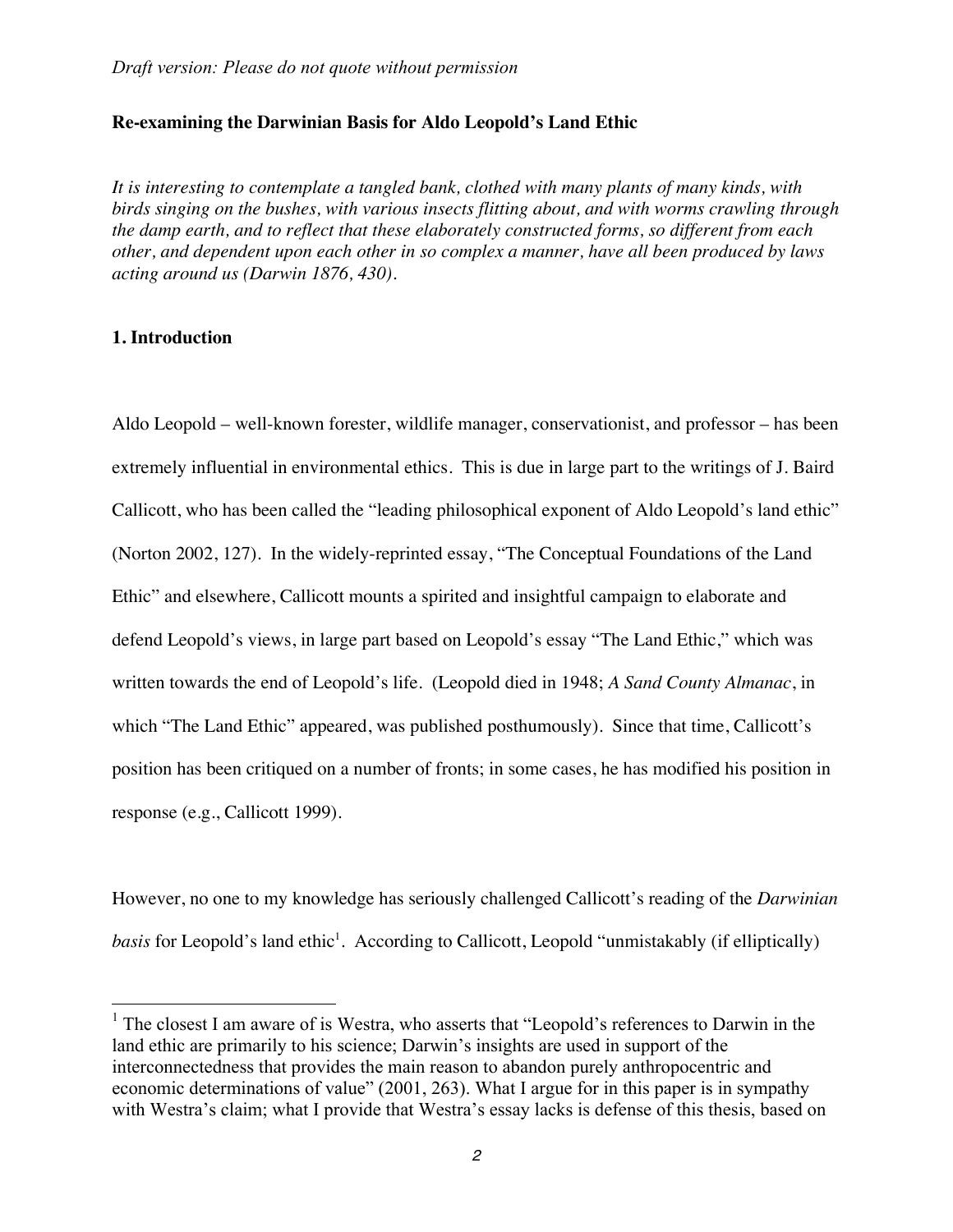*Draft version: Please do not quote without permission*

## Re-examining the Darwinian Basis for Aldo Leopold's Land Ethic

*It is interesting to contemplate a tangled bank, clothed with many plants of many kinds, with birds singing on the bushes, with various insects flitting about, and with worms crawling through the damp earth, and to reflect that these elaborately constructed forms, so different from each other, and dependent upon each other in so complex a manner, have all been produced by laws acting around us (Darwin 1876, 430).*

### 1. Introduction

Aldo Leopold – well-known forester, wildlife manager, conservationist, and professor – has been extremely influential in environmental ethics. This is due in large part to the writings of J. Baird Callicott, who has been called the "leading philosophical exponent of Aldo Leopold's land ethic" (Norton 2002, 127). In the widely-reprinted essay, "The Conceptual Foundations of the Land Ethic" and elsewhere, Callicott mounts a spirited and insightful campaign to elaborate and defend Leopold's views, in large part based on Leopold's essay "The Land Ethic," which was written towards the end of Leopold's life. (Leopold died in 1948; *A Sand County Almanac*, in which "The Land Ethic" appeared, was published posthumously). Since that time, Callicott's position has been critiqued on a number of fronts; in some cases, he has modified his position in response (e.g., Callicott 1999).

However, no one to my knowledge has seriously challenged Callicott's reading of the *Darwinian basis* for Leopold's land ethic[1]. According to Callicott, Leopold "unmistakably (if elliptically)

[1] The closest I am aware of is Westra, who asserts that "Leopold's references to Darwin in the land ethic are primarily to his science; Darwin's insights are used in support of the interconnectedness that provides the main reason to abandon purely anthropocentric and economic determinations of value" (2001, 263). What I argue for in this paper is in sympathy with Westra's claim; what I provide that Westra's essay lacks is defense of this thesis, based on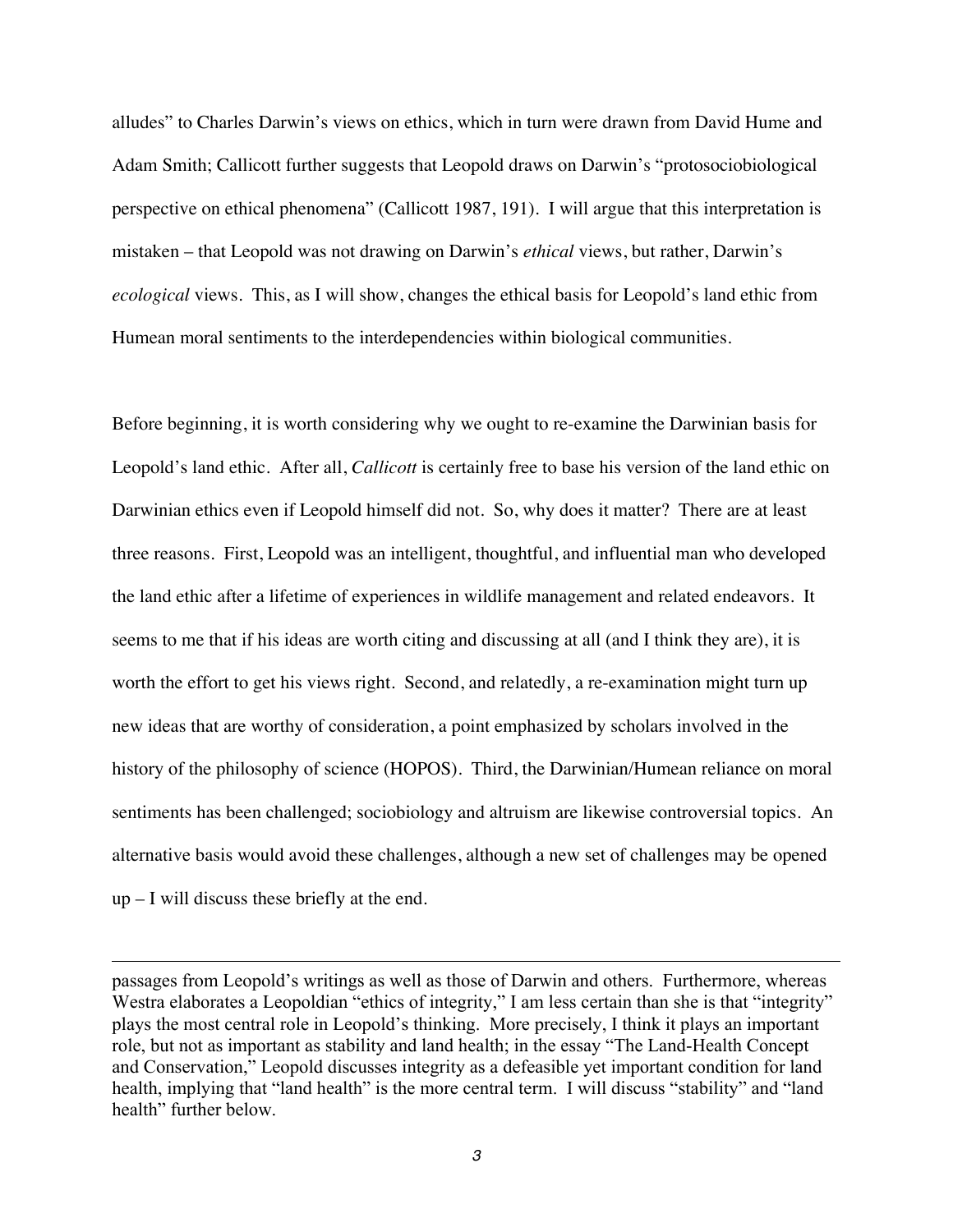alludes" to Charles Darwin's views on ethics, which in turn were drawn from David Hume and Adam Smith; Callicott further suggests that Leopold draws on Darwin's "protosociobiological perspective on ethical phenomena" (Callicott 1987, 191). I will argue that this interpretation is mistaken – that Leopold was not drawing on Darwin's *ethical* views, but rather, Darwin's *ecological* views. This, as I will show, changes the ethical basis for Leopold's land ethic from Humean moral sentiments to the interdependencies within biological communities.

Before beginning, it is worth considering why we ought to re-examine the Darwinian basis for Leopold's land ethic. After all, *Callicott* is certainly free to base his version of the land ethic on Darwinian ethics even if Leopold himself did not. So, why does it matter? There are at least three reasons. First, Leopold was an intelligent, thoughtful, and influential man who developed the land ethic after a lifetime of experiences in wildlife management and related endeavors. It seems to me that if his ideas are worth citing and discussing at all (and I think they are), it is worth the effort to get his views right. Second, and relatedly, a re-examination might turn up new ideas that are worthy of consideration, a point emphasized by scholars involved in the history of the philosophy of science (HOPOS). Third, the Darwinian/Humean reliance on moral sentiments has been challenged; sociobiology and altruism are likewise controversial topics. An alternative basis would avoid these challenges, although a new set of challenges may be opened up – I will discuss these briefly at the end.

---

passages from Leopold's writings as well as those of Darwin and others. Furthermore, whereas Westra elaborates a Leopoldian "ethics of integrity," I am less certain than she is that "integrity" plays the most central role in Leopold's thinking. More precisely, I think it plays an important role, but not as important as stability and land health; in the essay "The Land-Health Concept and Conservation," Leopold discusses integrity as a defeasible yet important condition for land health, implying that "land health" is the more central term. I will discuss "stability" and "land health" further below.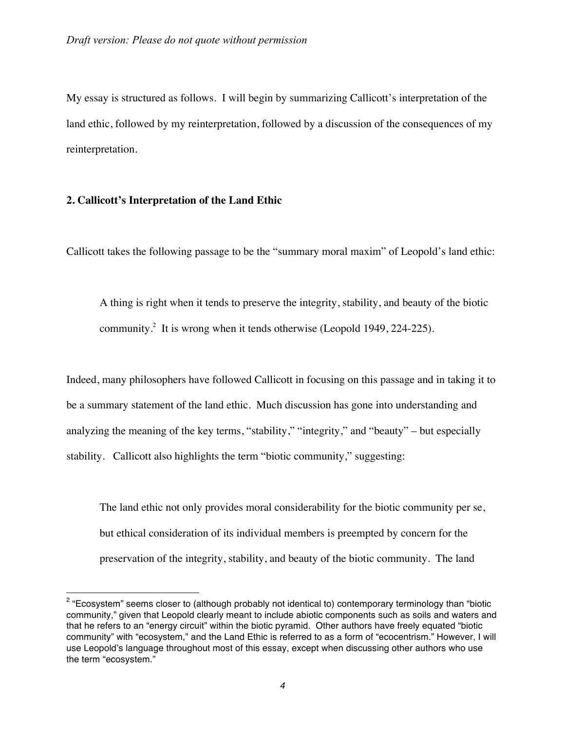My essay is structured as follows. I will begin by summarizing Callicott's interpretation of the land ethic, followed by my reinterpretation, followed by a discussion of the consequences of my reinterpretation.

## 2. Callicott's Interpretation of the Land Ethic

Callicott takes the following passage to be the "summary moral maxim" of Leopold's land ethic:

> A thing is right when it tends to preserve the integrity, stability, and beauty of the biotic community.[2] It is wrong when it tends otherwise (Leopold 1949, 224-225).

Indeed, many philosophers have followed Callicott in focusing on this passage and in taking it to be a summary statement of the land ethic. Much discussion has gone into understanding and analyzing the meaning of the key terms, "stability," "integrity," and "beauty" – but especially stability. Callicott also highlights the term "biotic community," suggesting:

> The land ethic not only provides moral considerability for the biotic community per se, but ethical consideration of its individual members is preempted by concern for the preservation of the integrity, stability, and beauty of the biotic community. The land

[2] "Ecosystem" seems closer to (although probably not identical to) contemporary terminology than "biotic community," given that Leopold clearly meant to include abiotic components such as soils and waters and that he refers to an "energy circuit" within the biotic pyramid. Other authors have freely equated "biotic community" with "ecosystem," and the Land Ethic is referred to as a form of "ecocentrism." However, I will use Leopold's language throughout most of this essay, except when discussing other authors who use the term "ecosystem."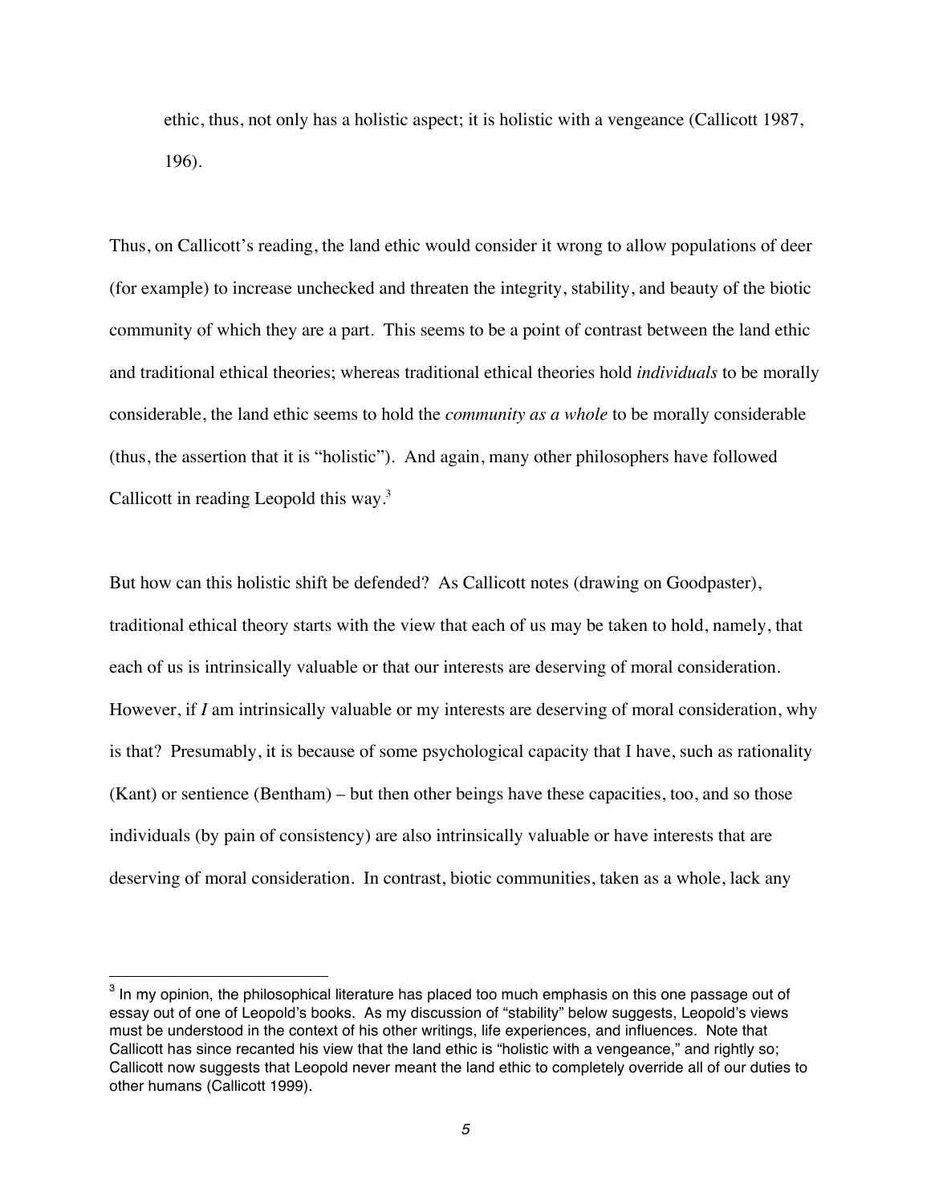ethic, thus, not only has a holistic aspect; it is holistic with a vengeance (Callicott 1987, 196).

Thus, on Callicott's reading, the land ethic would consider it wrong to allow populations of deer (for example) to increase unchecked and threaten the integrity, stability, and beauty of the biotic community of which they are a part. This seems to be a point of contrast between the land ethic and traditional ethical theories; whereas traditional ethical theories hold *individuals* to be morally considerable, the land ethic seems to hold the *community as a whole* to be morally considerable (thus, the assertion that it is "holistic"). And again, many other philosophers have followed Callicott in reading Leopold this way.[3]

But how can this holistic shift be defended? As Callicott notes (drawing on Goodpaster), traditional ethical theory starts with the view that each of us may be taken to hold, namely, that each of us is intrinsically valuable or that our interests are deserving of moral consideration. However, if *I* am intrinsically valuable or my interests are deserving of moral consideration, why is that? Presumably, it is because of some psychological capacity that I have, such as rationality (Kant) or sentience (Bentham) – but then other beings have these capacities, too, and so those individuals (by pain of consistency) are also intrinsically valuable or have interests that are deserving of moral consideration. In contrast, biotic communities, taken as a whole, lack any

[3] In my opinion, the philosophical literature has placed too much emphasis on this one passage out of essay out of one of Leopold's books. As my discussion of "stability" below suggests, Leopold's views must be understood in the context of his other writings, life experiences, and influences. Note that Callicott has since recanted his view that the land ethic is "holistic with a vengeance," and rightly so; Callicott now suggests that Leopold never meant the land ethic to completely override all of our duties to other humans (Callicott 1999).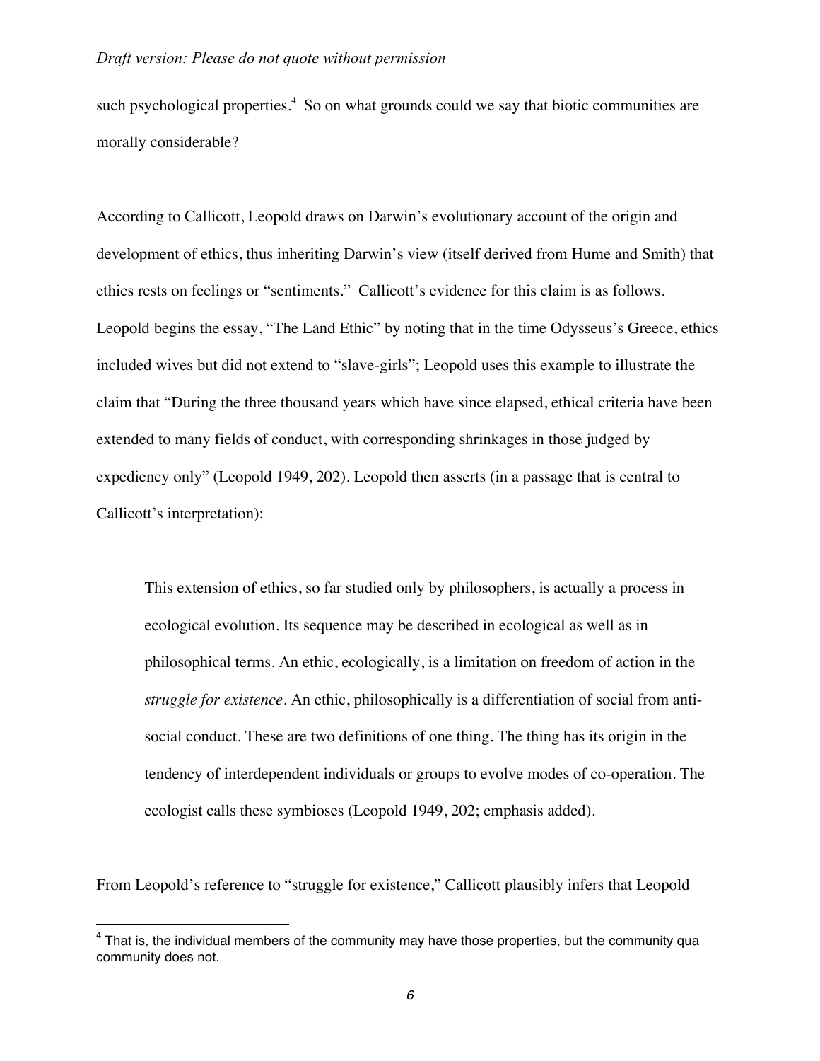such psychological properties.[4] So on what grounds could we say that biotic communities are morally considerable?

According to Callicott, Leopold draws on Darwin's evolutionary account of the origin and development of ethics, thus inheriting Darwin's view (itself derived from Hume and Smith) that ethics rests on feelings or "sentiments." Callicott's evidence for this claim is as follows. Leopold begins the essay, "The Land Ethic" by noting that in the time Odysseus's Greece, ethics included wives but did not extend to "slave-girls"; Leopold uses this example to illustrate the claim that "During the three thousand years which have since elapsed, ethical criteria have been extended to many fields of conduct, with corresponding shrinkages in those judged by expediency only" (Leopold 1949, 202). Leopold then asserts (in a passage that is central to Callicott's interpretation):

> This extension of ethics, so far studied only by philosophers, is actually a process in ecological evolution. Its sequence may be described in ecological as well as in philosophical terms. An ethic, ecologically, is a limitation on freedom of action in the *struggle for existence*. An ethic, philosophically is a differentiation of social from anti-social conduct. These are two definitions of one thing. The thing has its origin in the tendency of interdependent individuals or groups to evolve modes of co-operation. The ecologist calls these symbioses (Leopold 1949, 202; emphasis added).

From Leopold's reference to "struggle for existence," Callicott plausibly infers that Leopold

[4] That is, the individual members of the community may have those properties, but the community qua community does not.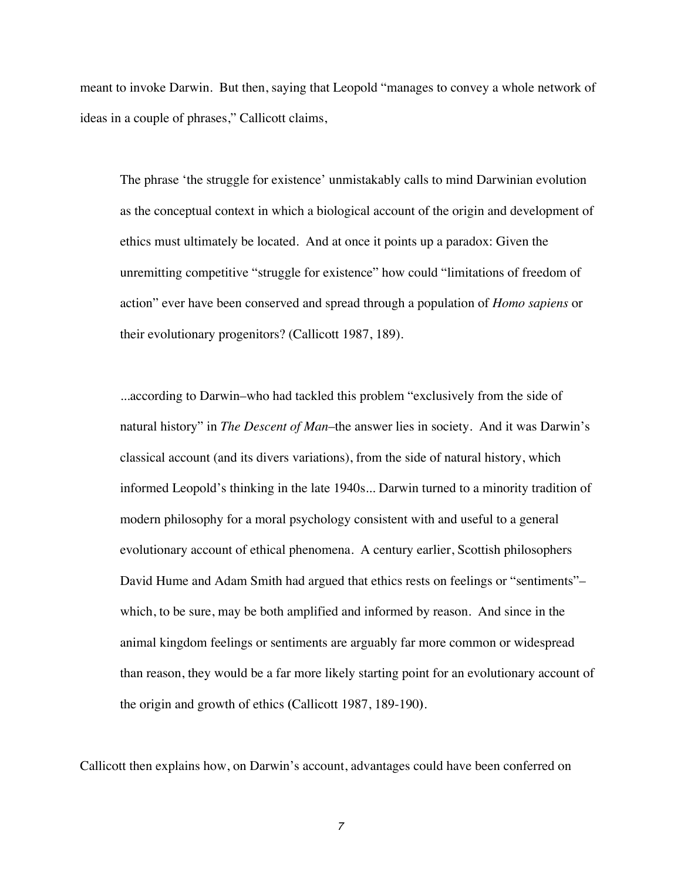meant to invoke Darwin. But then, saying that Leopold "manages to convey a whole network of ideas in a couple of phrases," Callicott claims,

> The phrase 'the struggle for existence' unmistakably calls to mind Darwinian evolution as the conceptual context in which a biological account of the origin and development of ethics must ultimately be located. And at once it points up a paradox: Given the unremitting competitive "struggle for existence" how could "limitations of freedom of action" ever have been conserved and spread through a population of *Homo sapiens* or their evolutionary progenitors? (Callicott 1987, 189).

> ...according to Darwin–who had tackled this problem "exclusively from the side of natural history" in *The Descent of Man*–the answer lies in society. And it was Darwin's classical account (and its divers variations), from the side of natural history, which informed Leopold's thinking in the late 1940s... Darwin turned to a minority tradition of modern philosophy for a moral psychology consistent with and useful to a general evolutionary account of ethical phenomena. A century earlier, Scottish philosophers David Hume and Adam Smith had argued that ethics rests on feelings or "sentiments"–which, to be sure, may be both amplified and informed by reason. And since in the animal kingdom feelings or sentiments are arguably far more common or widespread than reason, they would be a far more likely starting point for an evolutionary account of the origin and growth of ethics (Callicott 1987, 189-190).

Callicott then explains how, on Darwin's account, advantages could have been conferred on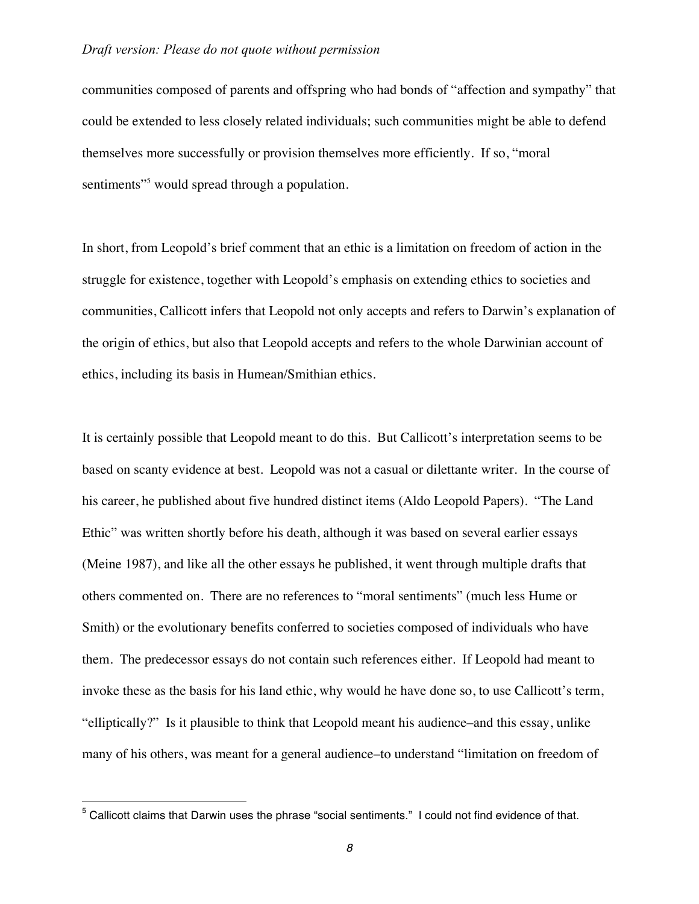communities composed of parents and offspring who had bonds of "affection and sympathy" that could be extended to less closely related individuals; such communities might be able to defend themselves more successfully or provision themselves more efficiently. If so, "moral sentiments"[5] would spread through a population.

In short, from Leopold's brief comment that an ethic is a limitation on freedom of action in the struggle for existence, together with Leopold's emphasis on extending ethics to societies and communities, Callicott infers that Leopold not only accepts and refers to Darwin's explanation of the origin of ethics, but also that Leopold accepts and refers to the whole Darwinian account of ethics, including its basis in Humean/Smithian ethics.

It is certainly possible that Leopold meant to do this. But Callicott's interpretation seems to be based on scanty evidence at best. Leopold was not a casual or dilettante writer. In the course of his career, he published about five hundred distinct items (Aldo Leopold Papers). "The Land Ethic" was written shortly before his death, although it was based on several earlier essays (Meine 1987), and like all the other essays he published, it went through multiple drafts that others commented on. There are no references to "moral sentiments" (much less Hume or Smith) or the evolutionary benefits conferred to societies composed of individuals who have them. The predecessor essays do not contain such references either. If Leopold had meant to invoke these as the basis for his land ethic, why would he have done so, to use Callicott's term, "elliptically?" Is it plausible to think that Leopold meant his audience–and this essay, unlike many of his others, was meant for a general audience–to understand "limitation on freedom of

[5] Callicott claims that Darwin uses the phrase "social sentiments." I could not find evidence of that.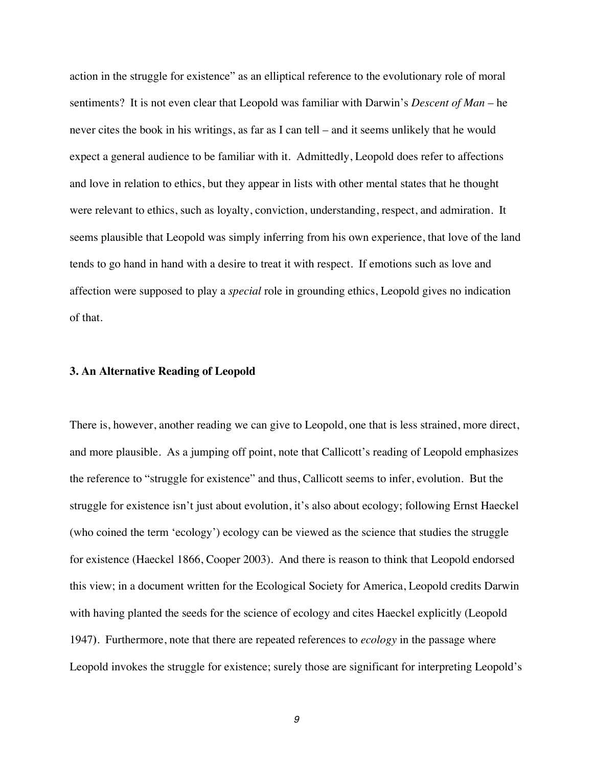action in the struggle for existence" as an elliptical reference to the evolutionary role of moral sentiments? It is not even clear that Leopold was familiar with Darwin's *Descent of Man* – he never cites the book in his writings, as far as I can tell – and it seems unlikely that he would expect a general audience to be familiar with it. Admittedly, Leopold does refer to affections and love in relation to ethics, but they appear in lists with other mental states that he thought were relevant to ethics, such as loyalty, conviction, understanding, respect, and admiration. It seems plausible that Leopold was simply inferring from his own experience, that love of the land tends to go hand in hand with a desire to treat it with respect. If emotions such as love and affection were supposed to play a *special* role in grounding ethics, Leopold gives no indication of that.

### 3. An Alternative Reading of Leopold

There is, however, another reading we can give to Leopold, one that is less strained, more direct, and more plausible. As a jumping off point, note that Callicott's reading of Leopold emphasizes the reference to "struggle for existence" and thus, Callicott seems to infer, evolution. But the struggle for existence isn't just about evolution, it's also about ecology; following Ernst Haeckel (who coined the term 'ecology') ecology can be viewed as the science that studies the struggle for existence (Haeckel 1866, Cooper 2003). And there is reason to think that Leopold endorsed this view; in a document written for the Ecological Society for America, Leopold credits Darwin with having planted the seeds for the science of ecology and cites Haeckel explicitly (Leopold 1947). Furthermore, note that there are repeated references to *ecology* in the passage where Leopold invokes the struggle for existence; surely those are significant for interpreting Leopold's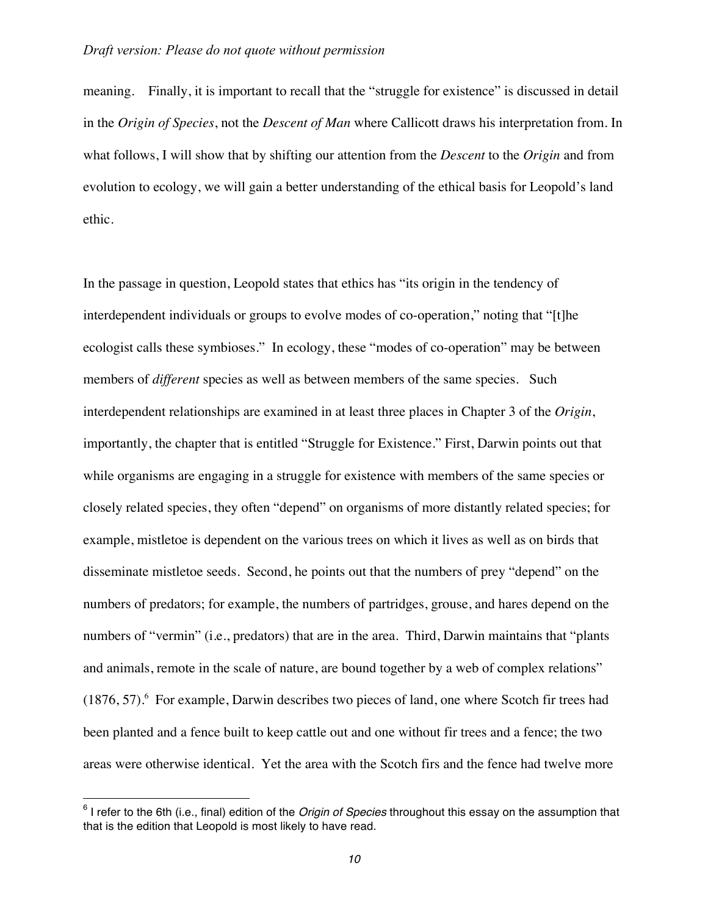meaning. Finally, it is important to recall that the "struggle for existence" is discussed in detail in the *Origin of Species*, not the *Descent of Man* where Callicott draws his interpretation from. In what follows, I will show that by shifting our attention from the *Descent* to the *Origin* and from evolution to ecology, we will gain a better understanding of the ethical basis for Leopold's land ethic.

In the passage in question, Leopold states that ethics has "its origin in the tendency of interdependent individuals or groups to evolve modes of co-operation," noting that "[t]he ecologist calls these symbioses." In ecology, these "modes of co-operation" may be between members of *different* species as well as between members of the same species. Such interdependent relationships are examined in at least three places in Chapter 3 of the *Origin*, importantly, the chapter that is entitled "Struggle for Existence." First, Darwin points out that while organisms are engaging in a struggle for existence with members of the same species or closely related species, they often "depend" on organisms of more distantly related species; for example, mistletoe is dependent on the various trees on which it lives as well as on birds that disseminate mistletoe seeds. Second, he points out that the numbers of prey "depend" on the numbers of predators; for example, the numbers of partridges, grouse, and hares depend on the numbers of "vermin" (i.e., predators) that are in the area. Third, Darwin maintains that "plants and animals, remote in the scale of nature, are bound together by a web of complex relations" (1876, 57).[6] For example, Darwin describes two pieces of land, one where Scotch fir trees had been planted and a fence built to keep cattle out and one without fir trees and a fence; the two areas were otherwise identical. Yet the area with the Scotch firs and the fence had twelve more

[6] I refer to the 6th (i.e., final) edition of the *Origin of Species* throughout this essay on the assumption that that is the edition that Leopold is most likely to have read.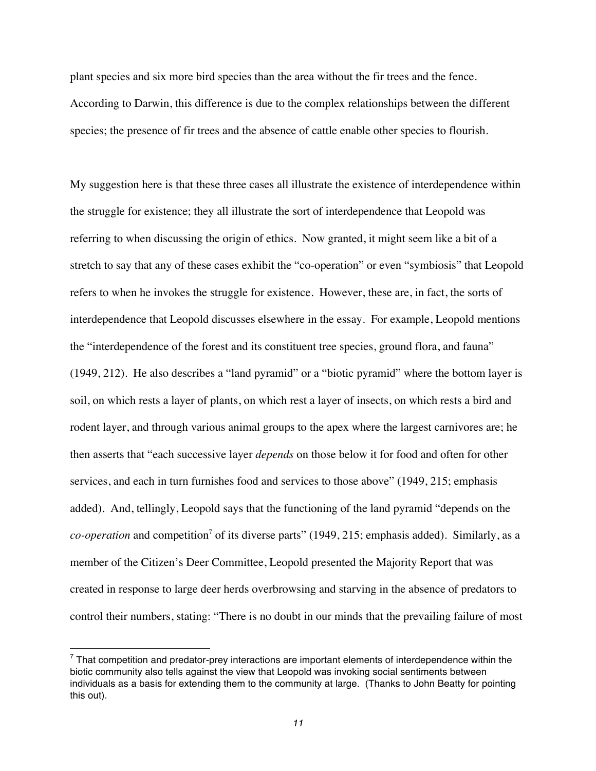plant species and six more bird species than the area without the fir trees and the fence. According to Darwin, this difference is due to the complex relationships between the different species; the presence of fir trees and the absence of cattle enable other species to flourish.

My suggestion here is that these three cases all illustrate the existence of interdependence within the struggle for existence; they all illustrate the sort of interdependence that Leopold was referring to when discussing the origin of ethics. Now granted, it might seem like a bit of a stretch to say that any of these cases exhibit the "co-operation" or even "symbiosis" that Leopold refers to when he invokes the struggle for existence. However, these are, in fact, the sorts of interdependence that Leopold discusses elsewhere in the essay. For example, Leopold mentions the "interdependence of the forest and its constituent tree species, ground flora, and fauna" (1949, 212). He also describes a "land pyramid" or a "biotic pyramid" where the bottom layer is soil, on which rests a layer of plants, on which rest a layer of insects, on which rests a bird and rodent layer, and through various animal groups to the apex where the largest carnivores are; he then asserts that "each successive layer *depends* on those below it for food and often for other services, and each in turn furnishes food and services to those above" (1949, 215; emphasis added). And, tellingly, Leopold says that the functioning of the land pyramid "depends on the *co-operation* and competition[7] of its diverse parts" (1949, 215; emphasis added). Similarly, as a member of the Citizen's Deer Committee, Leopold presented the Majority Report that was created in response to large deer herds overbrowsing and starving in the absence of predators to control their numbers, stating: "There is no doubt in our minds that the prevailing failure of most

[7] That competition and predator-prey interactions are important elements of interdependence within the biotic community also tells against the view that Leopold was invoking social sentiments between individuals as a basis for extending them to the community at large. (Thanks to John Beatty for pointing this out).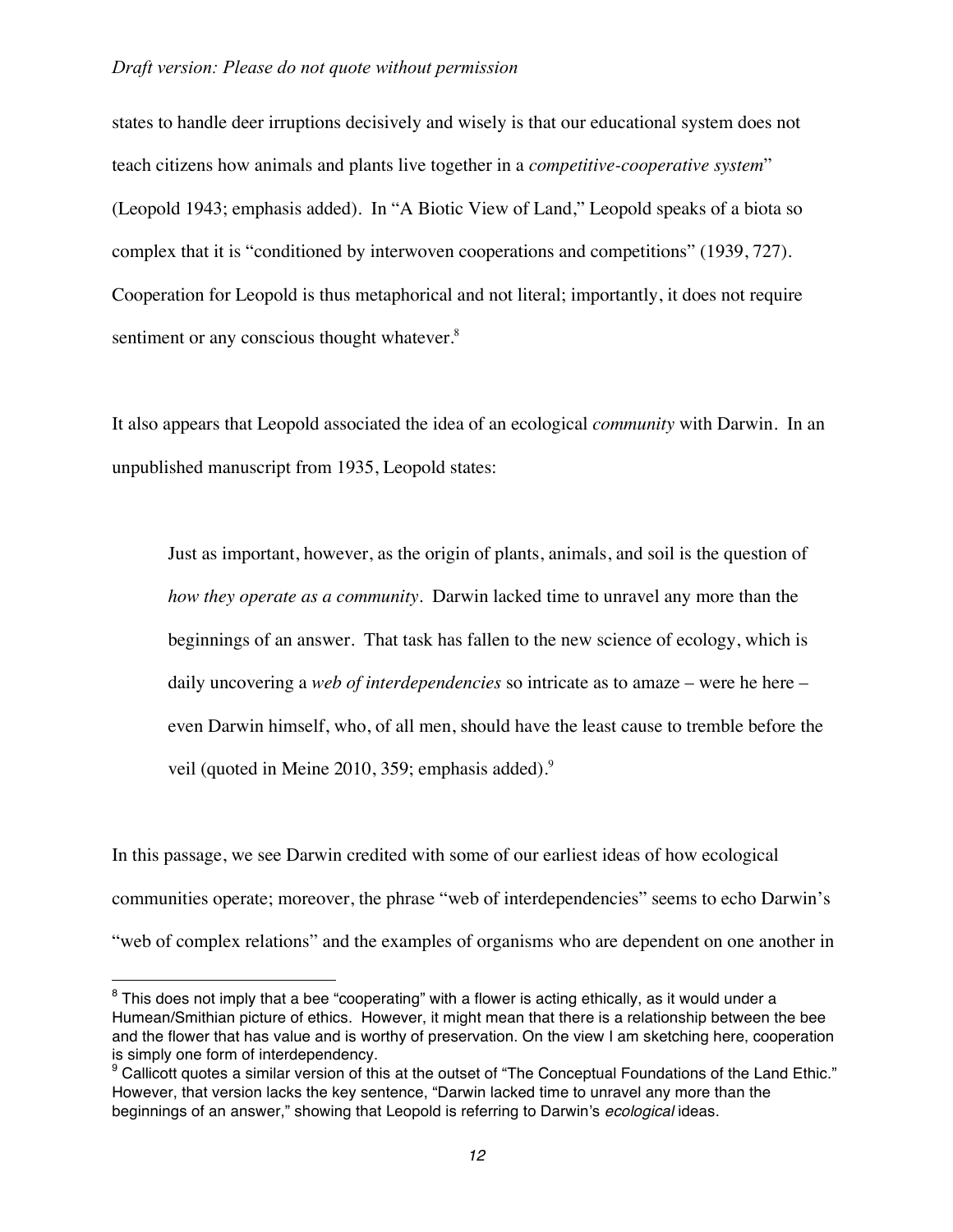states to handle deer irruptions decisively and wisely is that our educational system does not teach citizens how animals and plants live together in a *competitive-cooperative system*" (Leopold 1943; emphasis added). In "A Biotic View of Land," Leopold speaks of a biota so complex that it is "conditioned by interwoven cooperations and competitions" (1939, 727). Cooperation for Leopold is thus metaphorical and not literal; importantly, it does not require sentiment or any conscious thought whatever.[8]

It also appears that Leopold associated the idea of an ecological *community* with Darwin. In an unpublished manuscript from 1935, Leopold states:

> Just as important, however, as the origin of plants, animals, and soil is the question of *how they operate as a community*. Darwin lacked time to unravel any more than the beginnings of an answer. That task has fallen to the new science of ecology, which is daily uncovering a *web of interdependencies* so intricate as to amaze – were he here – even Darwin himself, who, of all men, should have the least cause to tremble before the veil (quoted in Meine 2010, 359; emphasis added).[9]

In this passage, we see Darwin credited with some of our earliest ideas of how ecological communities operate; moreover, the phrase "web of interdependencies" seems to echo Darwin's "web of complex relations" and the examples of organisms who are dependent on one another in

---

[8] This does not imply that a bee "cooperating" with a flower is acting ethically, as it would under a Humean/Smithian picture of ethics. However, it might mean that there is a relationship between the bee and the flower that has value and is worthy of preservation. On the view I am sketching here, cooperation is simply one form of interdependency.

[9] Callicott quotes a similar version of this at the outset of "The Conceptual Foundations of the Land Ethic." However, that version lacks the key sentence, "Darwin lacked time to unravel any more than the beginnings of an answer," showing that Leopold is referring to Darwin's *ecological* ideas.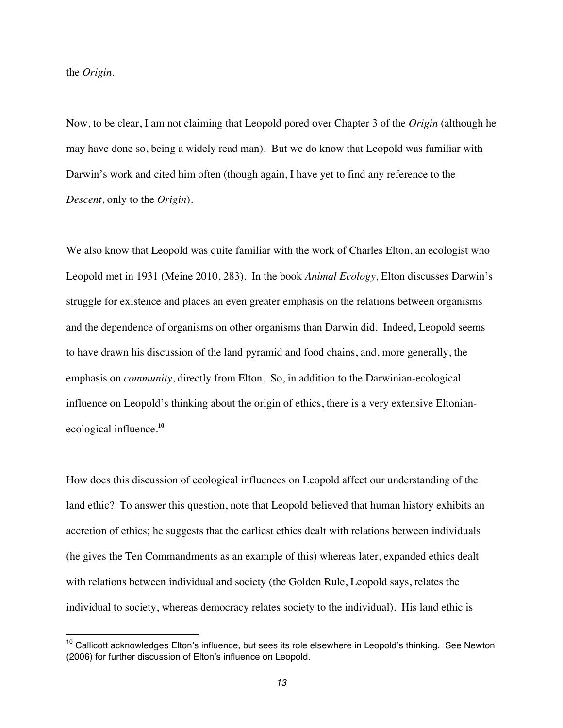the *Origin*.

Now, to be clear, I am not claiming that Leopold pored over Chapter 3 of the *Origin* (although he may have done so, being a widely read man). But we do know that Leopold was familiar with Darwin's work and cited him often (though again, I have yet to find any reference to the *Descent*, only to the *Origin*).

We also know that Leopold was quite familiar with the work of Charles Elton, an ecologist who Leopold met in 1931 (Meine 2010, 283). In the book *Animal Ecology,* Elton discusses Darwin's struggle for existence and places an even greater emphasis on the relations between organisms and the dependence of organisms on other organisms than Darwin did. Indeed, Leopold seems to have drawn his discussion of the land pyramid and food chains, and, more generally, the emphasis on *community*, directly from Elton. So, in addition to the Darwinian-ecological influence on Leopold's thinking about the origin of ethics, there is a very extensive Eltonian-ecological influence.[10]

How does this discussion of ecological influences on Leopold affect our understanding of the land ethic? To answer this question, note that Leopold believed that human history exhibits an accretion of ethics; he suggests that the earliest ethics dealt with relations between individuals (he gives the Ten Commandments as an example of this) whereas later, expanded ethics dealt with relations between individual and society (the Golden Rule, Leopold says, relates the individual to society, whereas democracy relates society to the individual). His land ethic is

[10] Callicott acknowledges Elton's influence, but sees its role elsewhere in Leopold's thinking. See Newton (2006) for further discussion of Elton's influence on Leopold.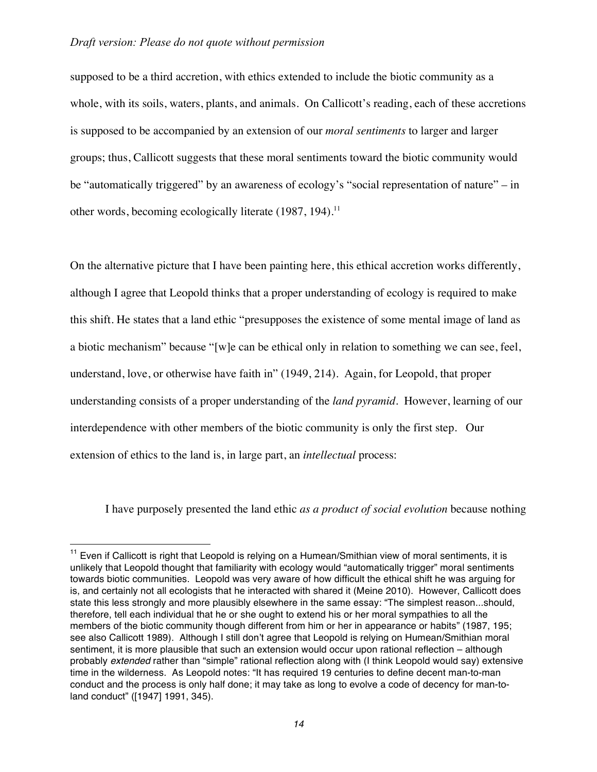supposed to be a third accretion, with ethics extended to include the biotic community as a whole, with its soils, waters, plants, and animals. On Callicott's reading, each of these accretions is supposed to be accompanied by an extension of our *moral sentiments* to larger and larger groups; thus, Callicott suggests that these moral sentiments toward the biotic community would be "automatically triggered" by an awareness of ecology's "social representation of nature" – in other words, becoming ecologically literate (1987, 194).[11]

On the alternative picture that I have been painting here, this ethical accretion works differently, although I agree that Leopold thinks that a proper understanding of ecology is required to make this shift. He states that a land ethic "presupposes the existence of some mental image of land as a biotic mechanism" because "[w]e can be ethical only in relation to something we can see, feel, understand, love, or otherwise have faith in" (1949, 214). Again, for Leopold, that proper understanding consists of a proper understanding of the *land pyramid*. However, learning of our interdependence with other members of the biotic community is only the first step. Our extension of ethics to the land is, in large part, an *intellectual* process:

> I have purposely presented the land ethic *as a product of social evolution* because nothing

---

[11] Even if Callicott is right that Leopold is relying on a Humean/Smithian view of moral sentiments, it is unlikely that Leopold thought that familiarity with ecology would "automatically trigger" moral sentiments towards biotic communities. Leopold was very aware of how difficult the ethical shift he was arguing for is, and certainly not all ecologists that he interacted with shared it (Meine 2010). However, Callicott does state this less strongly and more plausibly elsewhere in the same essay: "The simplest reason...should, therefore, tell each individual that he or she ought to extend his or her moral sympathies to all the members of the biotic community though different from him or her in appearance or habits" (1987, 195; see also Callicott 1989). Although I still don't agree that Leopold is relying on Humean/Smithian moral sentiment, it is more plausible that such an extension would occur upon rational reflection – although probably *extended* rather than "simple" rational reflection along with (I think Leopold would say) extensive time in the wilderness. As Leopold notes: "It has required 19 centuries to define decent man-to-man conduct and the process is only half done; it may take as long to evolve a code of decency for man-to-land conduct" ([1947] 1991, 345).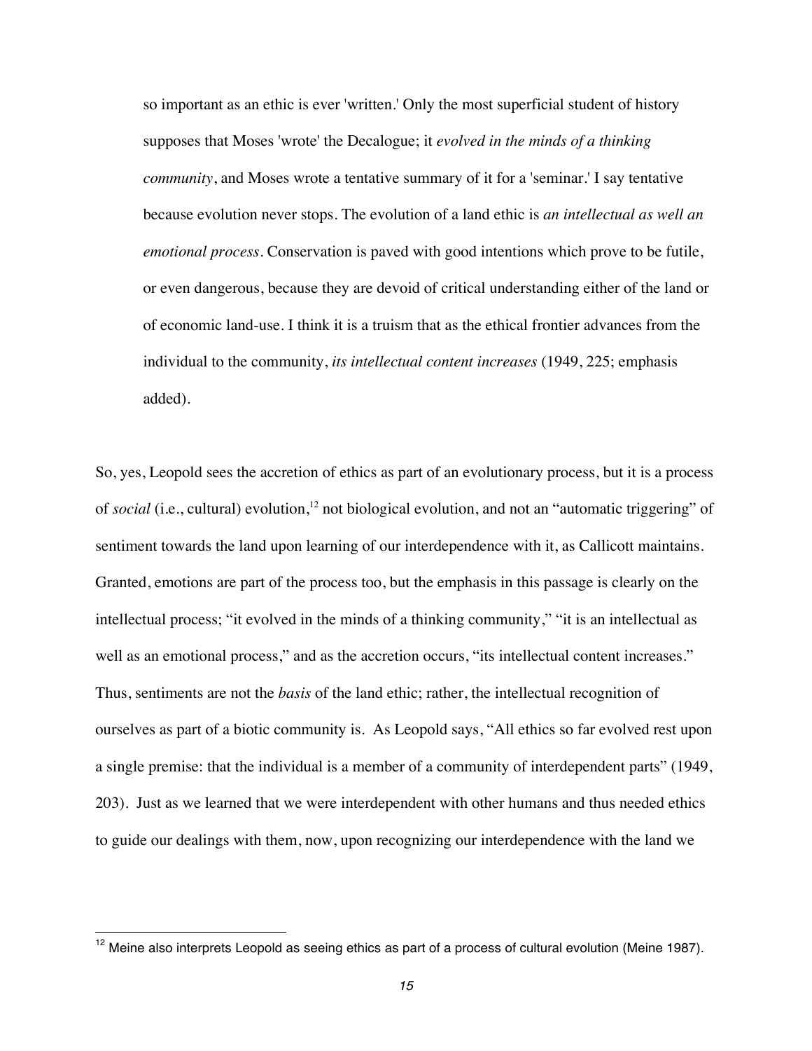> so important as an ethic is ever 'written.' Only the most superficial student of history supposes that Moses 'wrote' the Decalogue; it *evolved in the minds of a thinking community*, and Moses wrote a tentative summary of it for a 'seminar.' I say tentative because evolution never stops. The evolution of a land ethic is *an intellectual as well an emotional process*. Conservation is paved with good intentions which prove to be futile, or even dangerous, because they are devoid of critical understanding either of the land or of economic land-use. I think it is a truism that as the ethical frontier advances from the individual to the community, *its intellectual content increases* (1949, 225; emphasis added).

So, yes, Leopold sees the accretion of ethics as part of an evolutionary process, but it is a process of *social* (i.e., cultural) evolution,[12] not biological evolution, and not an "automatic triggering" of sentiment towards the land upon learning of our interdependence with it, as Callicott maintains. Granted, emotions are part of the process too, but the emphasis in this passage is clearly on the intellectual process; "it evolved in the minds of a thinking community," "it is an intellectual as well as an emotional process," and as the accretion occurs, "its intellectual content increases." Thus, sentiments are not the *basis* of the land ethic; rather, the intellectual recognition of ourselves as part of a biotic community is. As Leopold says, "All ethics so far evolved rest upon a single premise: that the individual is a member of a community of interdependent parts" (1949, 203). Just as we learned that we were interdependent with other humans and thus needed ethics to guide our dealings with them, now, upon recognizing our interdependence with the land we

[12] Meine also interprets Leopold as seeing ethics as part of a process of cultural evolution (Meine 1987).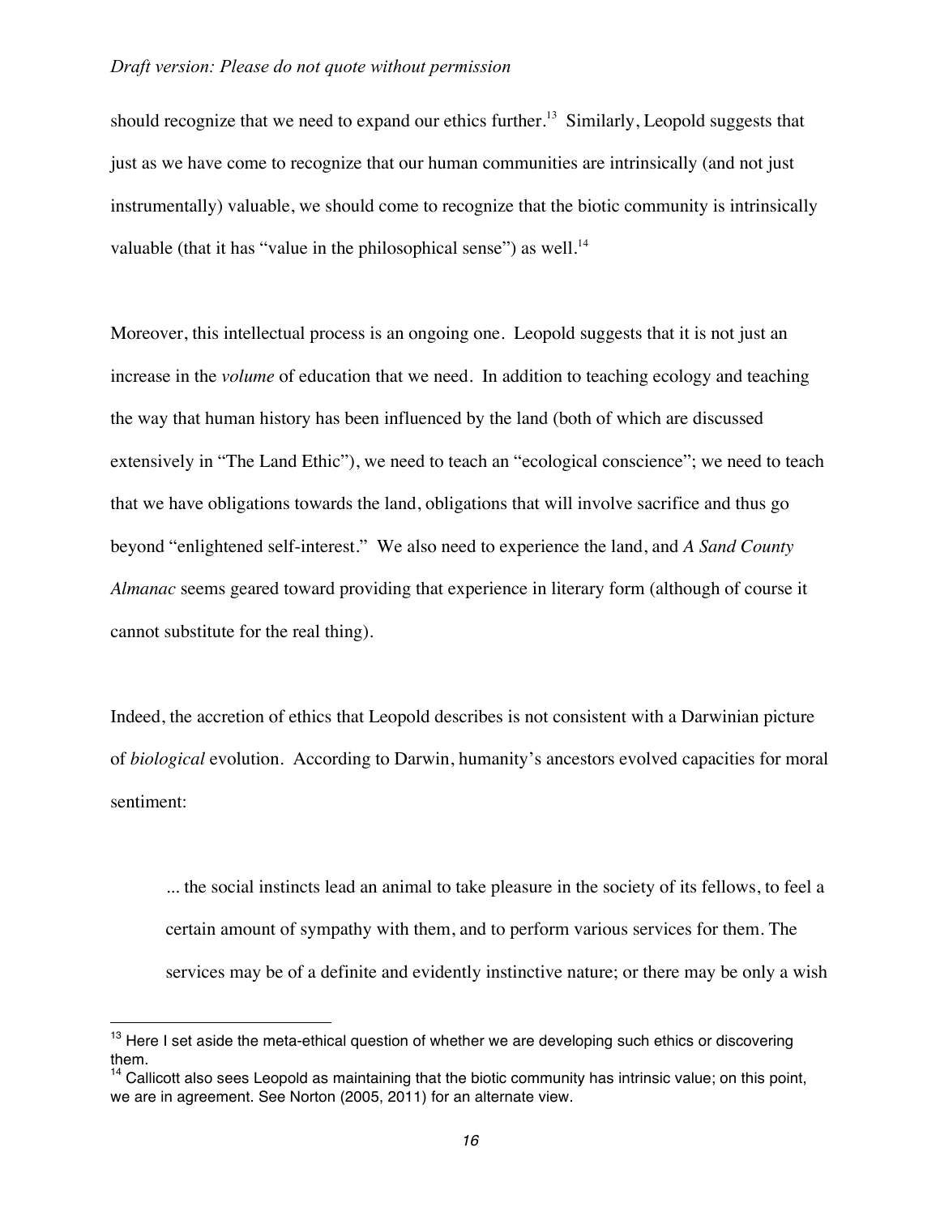should recognize that we need to expand our ethics further.[13] Similarly, Leopold suggests that just as we have come to recognize that our human communities are intrinsically (and not just instrumentally) valuable, we should come to recognize that the biotic community is intrinsically valuable (that it has "value in the philosophical sense") as well.[14]

Moreover, this intellectual process is an ongoing one. Leopold suggests that it is not just an increase in the *volume* of education that we need. In addition to teaching ecology and teaching the way that human history has been influenced by the land (both of which are discussed extensively in "The Land Ethic"), we need to teach an "ecological conscience"; we need to teach that we have obligations towards the land, obligations that will involve sacrifice and thus go beyond "enlightened self-interest." We also need to experience the land, and *A Sand County Almanac* seems geared toward providing that experience in literary form (although of course it cannot substitute for the real thing).

Indeed, the accretion of ethics that Leopold describes is not consistent with a Darwinian picture of *biological* evolution. According to Darwin, humanity's ancestors evolved capacities for moral sentiment:

> ... the social instincts lead an animal to take pleasure in the society of its fellows, to feel a certain amount of sympathy with them, and to perform various services for them. The services may be of a definite and evidently instinctive nature; or there may be only a wish

[13] Here I set aside the meta-ethical question of whether we are developing such ethics or discovering them.

[14] Callicott also sees Leopold as maintaining that the biotic community has intrinsic value; on this point, we are in agreement. See Norton (2005, 2011) for an alternate view.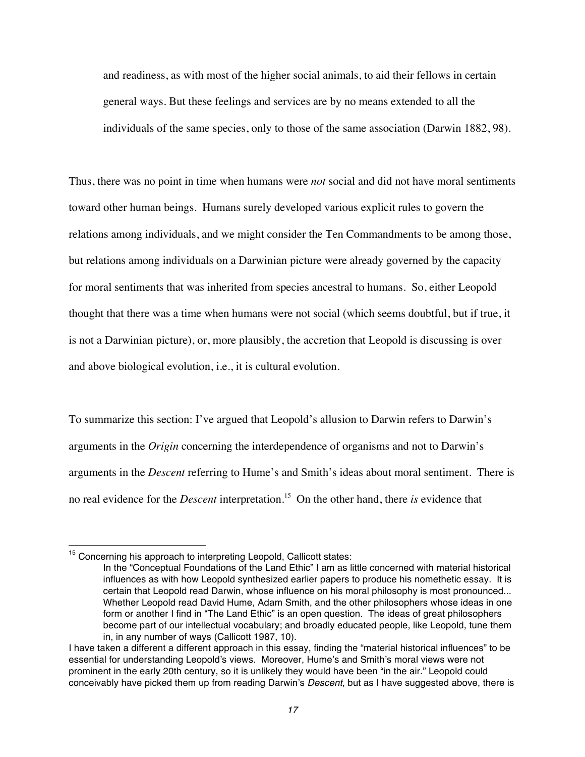> and readiness, as with most of the higher social animals, to aid their fellows in certain general ways. But these feelings and services are by no means extended to all the individuals of the same species, only to those of the same association (Darwin 1882, 98).

Thus, there was no point in time when humans were *not* social and did not have moral sentiments toward other human beings. Humans surely developed various explicit rules to govern the relations among individuals, and we might consider the Ten Commandments to be among those, but relations among individuals on a Darwinian picture were already governed by the capacity for moral sentiments that was inherited from species ancestral to humans. So, either Leopold thought that there was a time when humans were not social (which seems doubtful, but if true, it is not a Darwinian picture), or, more plausibly, the accretion that Leopold is discussing is over and above biological evolution, i.e., it is cultural evolution.

To summarize this section: I've argued that Leopold's allusion to Darwin refers to Darwin's arguments in the *Origin* concerning the interdependence of organisms and not to Darwin's arguments in the *Descent* referring to Hume's and Smith's ideas about moral sentiment. There is no real evidence for the *Descent* interpretation.[15] On the other hand, there *is* evidence that

---

[15] Concerning his approach to interpreting Leopold, Callicott states:

> In the "Conceptual Foundations of the Land Ethic" I am as little concerned with material historical influences as with how Leopold synthesized earlier papers to produce his nomethetic essay. It is certain that Leopold read Darwin, whose influence on his moral philosophy is most pronounced... Whether Leopold read David Hume, Adam Smith, and the other philosophers whose ideas in one form or another I find in "The Land Ethic" is an open question. The ideas of great philosophers become part of our intellectual vocabulary; and broadly educated people, like Leopold, tune them in, in any number of ways (Callicott 1987, 10).

I have taken a different a different approach in this essay, finding the "material historical influences" to be essential for understanding Leopold's views. Moreover, Hume's and Smith's moral views were not prominent in the early 20th century, so it is unlikely they would have been "in the air." Leopold could conceivably have picked them up from reading Darwin's *Descent*, but as I have suggested above, there is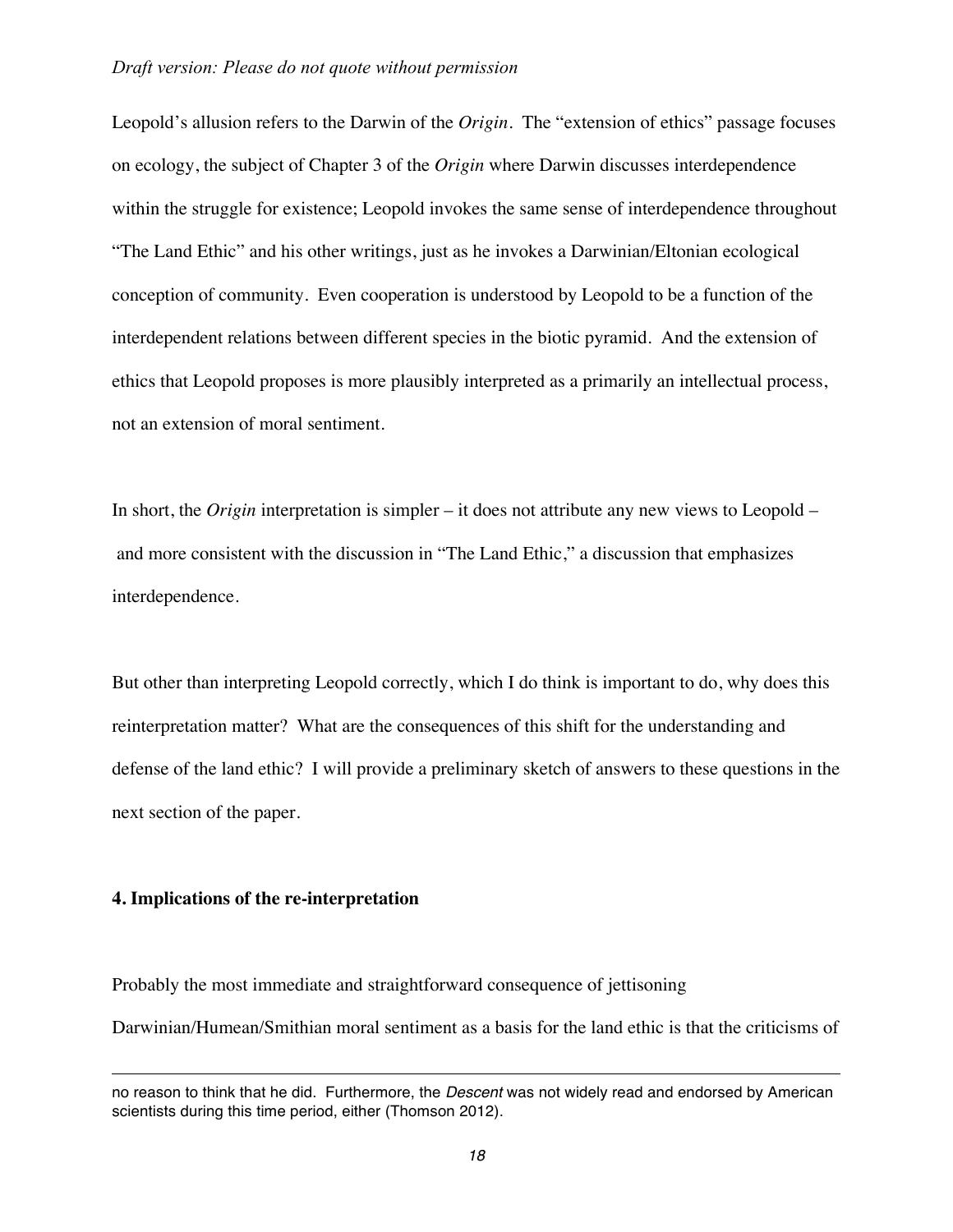Leopold's allusion refers to the Darwin of the *Origin*. The "extension of ethics" passage focuses on ecology, the subject of Chapter 3 of the *Origin* where Darwin discusses interdependence within the struggle for existence; Leopold invokes the same sense of interdependence throughout "The Land Ethic" and his other writings, just as he invokes a Darwinian/Eltonian ecological conception of community. Even cooperation is understood by Leopold to be a function of the interdependent relations between different species in the biotic pyramid. And the extension of ethics that Leopold proposes is more plausibly interpreted as a primarily an intellectual process, not an extension of moral sentiment.

In short, the *Origin* interpretation is simpler – it does not attribute any new views to Leopold – and more consistent with the discussion in "The Land Ethic," a discussion that emphasizes interdependence.

But other than interpreting Leopold correctly, which I do think is important to do, why does this reinterpretation matter? What are the consequences of this shift for the understanding and defense of the land ethic? I will provide a preliminary sketch of answers to these questions in the next section of the paper.

## 4. Implications of the re-interpretation

Probably the most immediate and straightforward consequence of jettisoning Darwinian/Humean/Smithian moral sentiment as a basis for the land ethic is that the criticisms of

---

no reason to think that he did. Furthermore, the *Descent* was not widely read and endorsed by American scientists during this time period, either (Thomson 2012).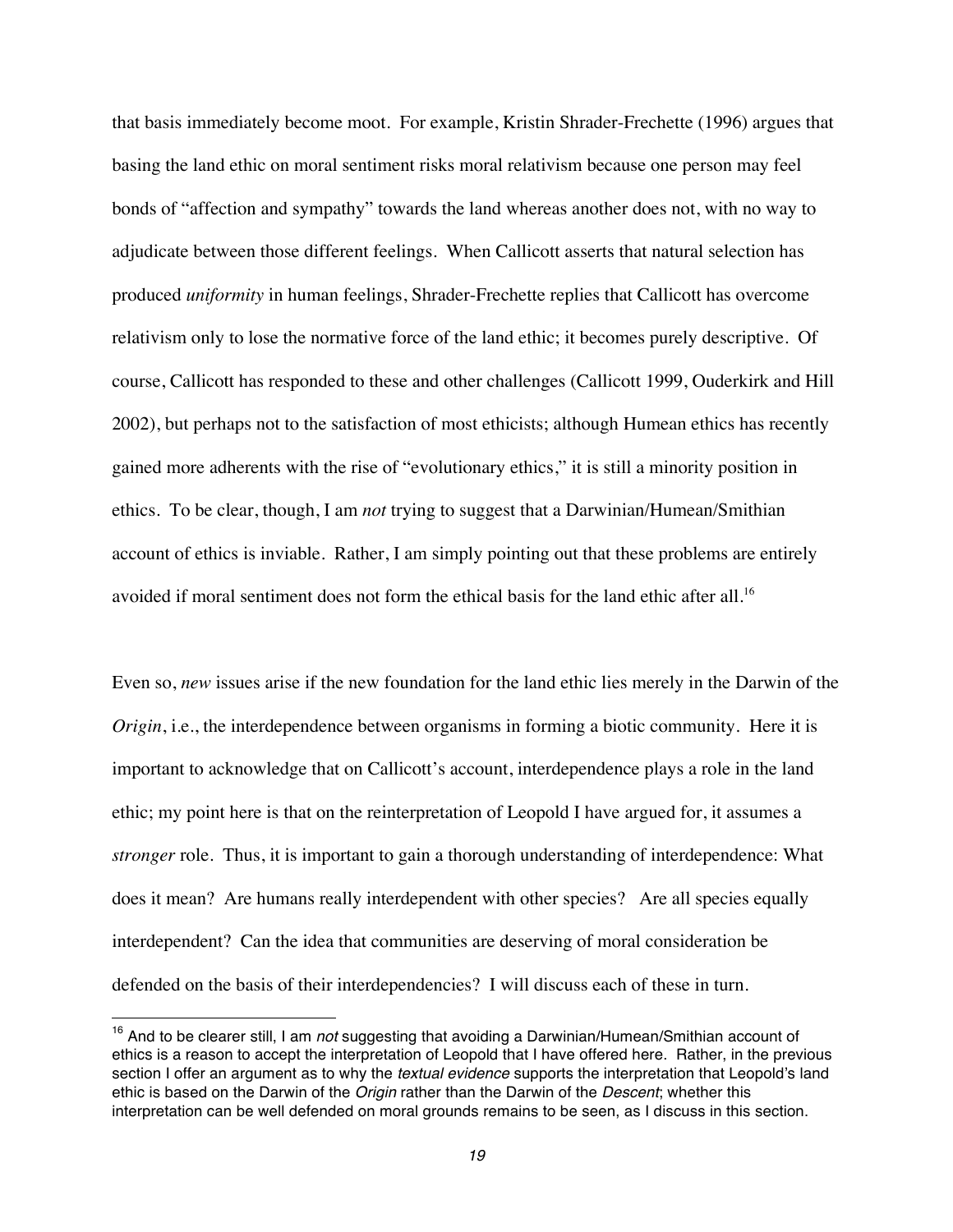that basis immediately become moot. For example, Kristin Shrader-Frechette (1996) argues that basing the land ethic on moral sentiment risks moral relativism because one person may feel bonds of "affection and sympathy" towards the land whereas another does not, with no way to adjudicate between those different feelings. When Callicott asserts that natural selection has produced *uniformity* in human feelings, Shrader-Frechette replies that Callicott has overcome relativism only to lose the normative force of the land ethic; it becomes purely descriptive. Of course, Callicott has responded to these and other challenges (Callicott 1999, Ouderkirk and Hill 2002), but perhaps not to the satisfaction of most ethicists; although Humean ethics has recently gained more adherents with the rise of "evolutionary ethics," it is still a minority position in ethics. To be clear, though, I am *not* trying to suggest that a Darwinian/Humean/Smithian account of ethics is inviable. Rather, I am simply pointing out that these problems are entirely avoided if moral sentiment does not form the ethical basis for the land ethic after all.[16]

Even so, *new* issues arise if the new foundation for the land ethic lies merely in the Darwin of the *Origin*, i.e., the interdependence between organisms in forming a biotic community. Here it is important to acknowledge that on Callicott's account, interdependence plays a role in the land ethic; my point here is that on the reinterpretation of Leopold I have argued for, it assumes a *stronger* role. Thus, it is important to gain a thorough understanding of interdependence: What does it mean? Are humans really interdependent with other species? Are all species equally interdependent? Can the idea that communities are deserving of moral consideration be defended on the basis of their interdependencies? I will discuss each of these in turn.

[16] And to be clearer still, I am *not* suggesting that avoiding a Darwinian/Humean/Smithian account of ethics is a reason to accept the interpretation of Leopold that I have offered here. Rather, in the previous section I offer an argument as to why the *textual evidence* supports the interpretation that Leopold's land ethic is based on the Darwin of the *Origin* rather than the Darwin of the *Descent*; whether this interpretation can be well defended on moral grounds remains to be seen, as I discuss in this section.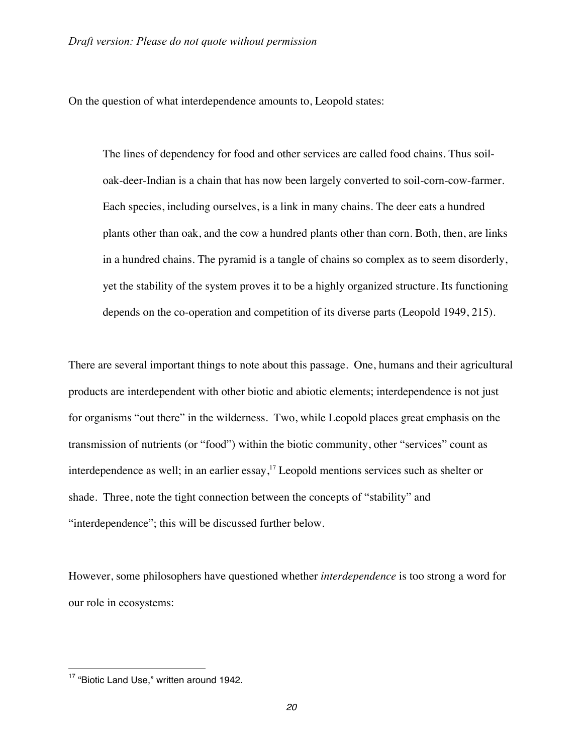On the question of what interdependence amounts to, Leopold states:

> The lines of dependency for food and other services are called food chains. Thus soil-oak-deer-Indian is a chain that has now been largely converted to soil-corn-cow-farmer. Each species, including ourselves, is a link in many chains. The deer eats a hundred plants other than oak, and the cow a hundred plants other than corn. Both, then, are links in a hundred chains. The pyramid is a tangle of chains so complex as to seem disorderly, yet the stability of the system proves it to be a highly organized structure. Its functioning depends on the co-operation and competition of its diverse parts (Leopold 1949, 215).

There are several important things to note about this passage. One, humans and their agricultural products are interdependent with other biotic and abiotic elements; interdependence is not just for organisms "out there" in the wilderness. Two, while Leopold places great emphasis on the transmission of nutrients (or "food") within the biotic community, other "services" count as interdependence as well; in an earlier essay,[17] Leopold mentions services such as shelter or shade. Three, note the tight connection between the concepts of "stability" and "interdependence"; this will be discussed further below.

However, some philosophers have questioned whether *interdependence* is too strong a word for our role in ecosystems:

[17] "Biotic Land Use," written around 1942.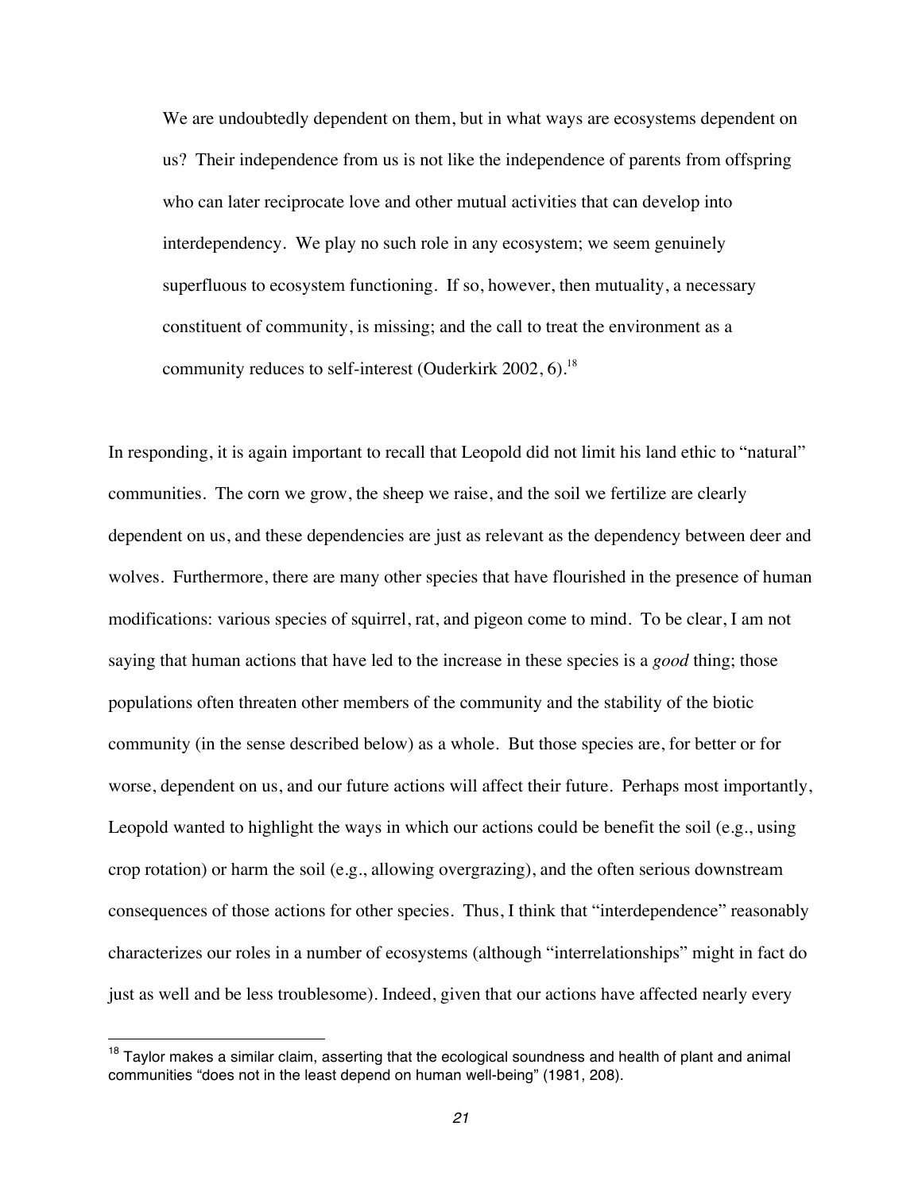> We are undoubtedly dependent on them, but in what ways are ecosystems dependent on us? Their independence from us is not like the independence of parents from offspring who can later reciprocate love and other mutual activities that can develop into interdependency. We play no such role in any ecosystem; we seem genuinely superfluous to ecosystem functioning. If so, however, then mutuality, a necessary constituent of community, is missing; and the call to treat the environment as a community reduces to self-interest (Ouderkirk 2002, 6).[18]

In responding, it is again important to recall that Leopold did not limit his land ethic to "natural" communities. The corn we grow, the sheep we raise, and the soil we fertilize are clearly dependent on us, and these dependencies are just as relevant as the dependency between deer and wolves. Furthermore, there are many other species that have flourished in the presence of human modifications: various species of squirrel, rat, and pigeon come to mind. To be clear, I am not saying that human actions that have led to the increase in these species is a *good* thing; those populations often threaten other members of the community and the stability of the biotic community (in the sense described below) as a whole. But those species are, for better or for worse, dependent on us, and our future actions will affect their future. Perhaps most importantly, Leopold wanted to highlight the ways in which our actions could be benefit the soil (e.g., using crop rotation) or harm the soil (e.g., allowing overgrazing), and the often serious downstream consequences of those actions for other species. Thus, I think that "interdependence" reasonably characterizes our roles in a number of ecosystems (although "interrelationships" might in fact do just as well and be less troublesome). Indeed, given that our actions have affected nearly every

---

[18] Taylor makes a similar claim, asserting that the ecological soundness and health of plant and animal communities "does not in the least depend on human well-being" (1981, 208).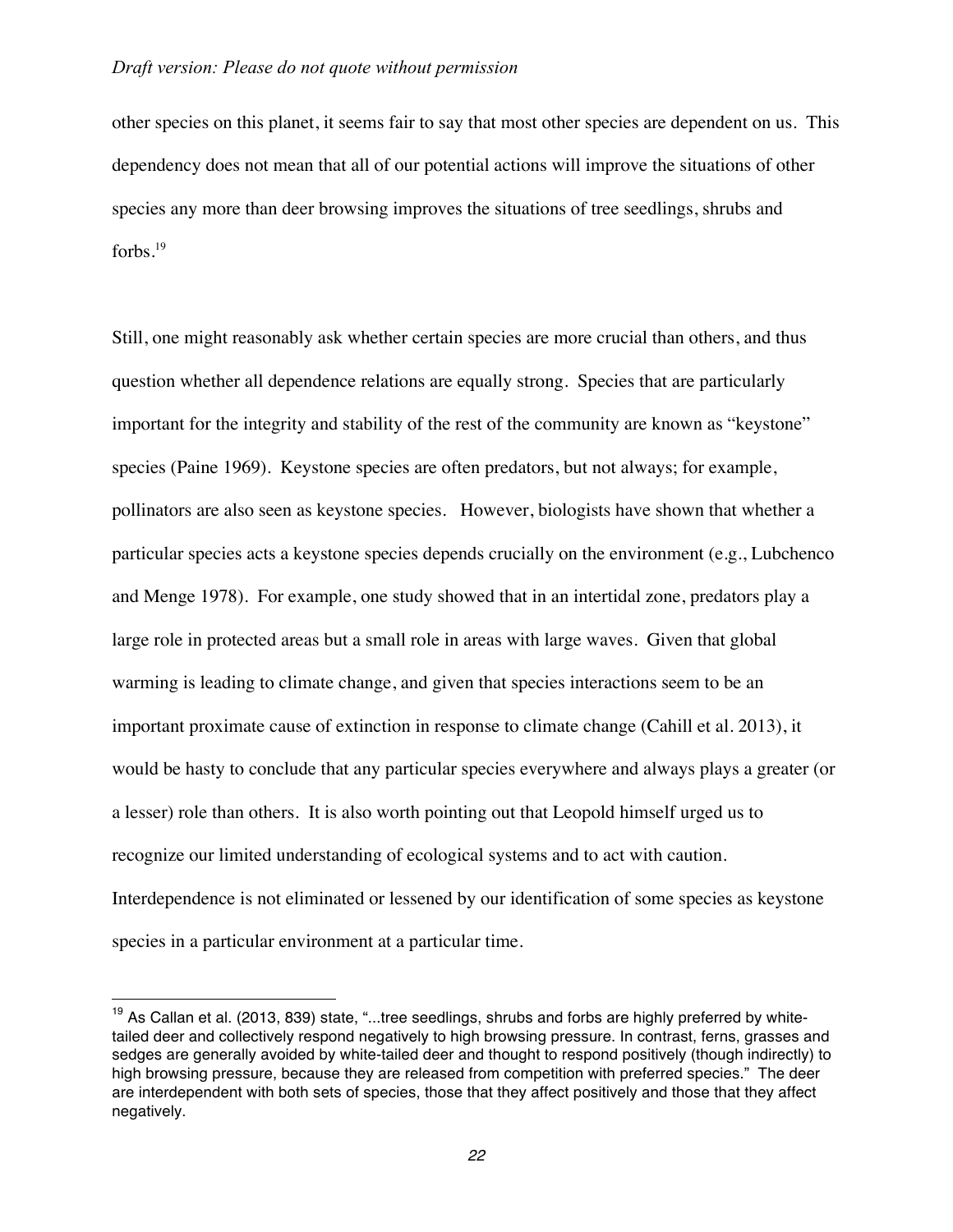other species on this planet, it seems fair to say that most other species are dependent on us. This dependency does not mean that all of our potential actions will improve the situations of other species any more than deer browsing improves the situations of tree seedlings, shrubs and forbs.[19]

Still, one might reasonably ask whether certain species are more crucial than others, and thus question whether all dependence relations are equally strong. Species that are particularly important for the integrity and stability of the rest of the community are known as "keystone" species (Paine 1969). Keystone species are often predators, but not always; for example, pollinators are also seen as keystone species. However, biologists have shown that whether a particular species acts a keystone species depends crucially on the environment (e.g., Lubchenco and Menge 1978). For example, one study showed that in an intertidal zone, predators play a large role in protected areas but a small role in areas with large waves. Given that global warming is leading to climate change, and given that species interactions seem to be an important proximate cause of extinction in response to climate change (Cahill et al. 2013), it would be hasty to conclude that any particular species everywhere and always plays a greater (or a lesser) role than others. It is also worth pointing out that Leopold himself urged us to recognize our limited understanding of ecological systems and to act with caution. Interdependence is not eliminated or lessened by our identification of some species as keystone species in a particular environment at a particular time.

---

[19] As Callan et al. (2013, 839) state, "...tree seedlings, shrubs and forbs are highly preferred by white-tailed deer and collectively respond negatively to high browsing pressure. In contrast, ferns, grasses and sedges are generally avoided by white-tailed deer and thought to respond positively (though indirectly) to high browsing pressure, because they are released from competition with preferred species." The deer are interdependent with both sets of species, those that they affect positively and those that they affect negatively.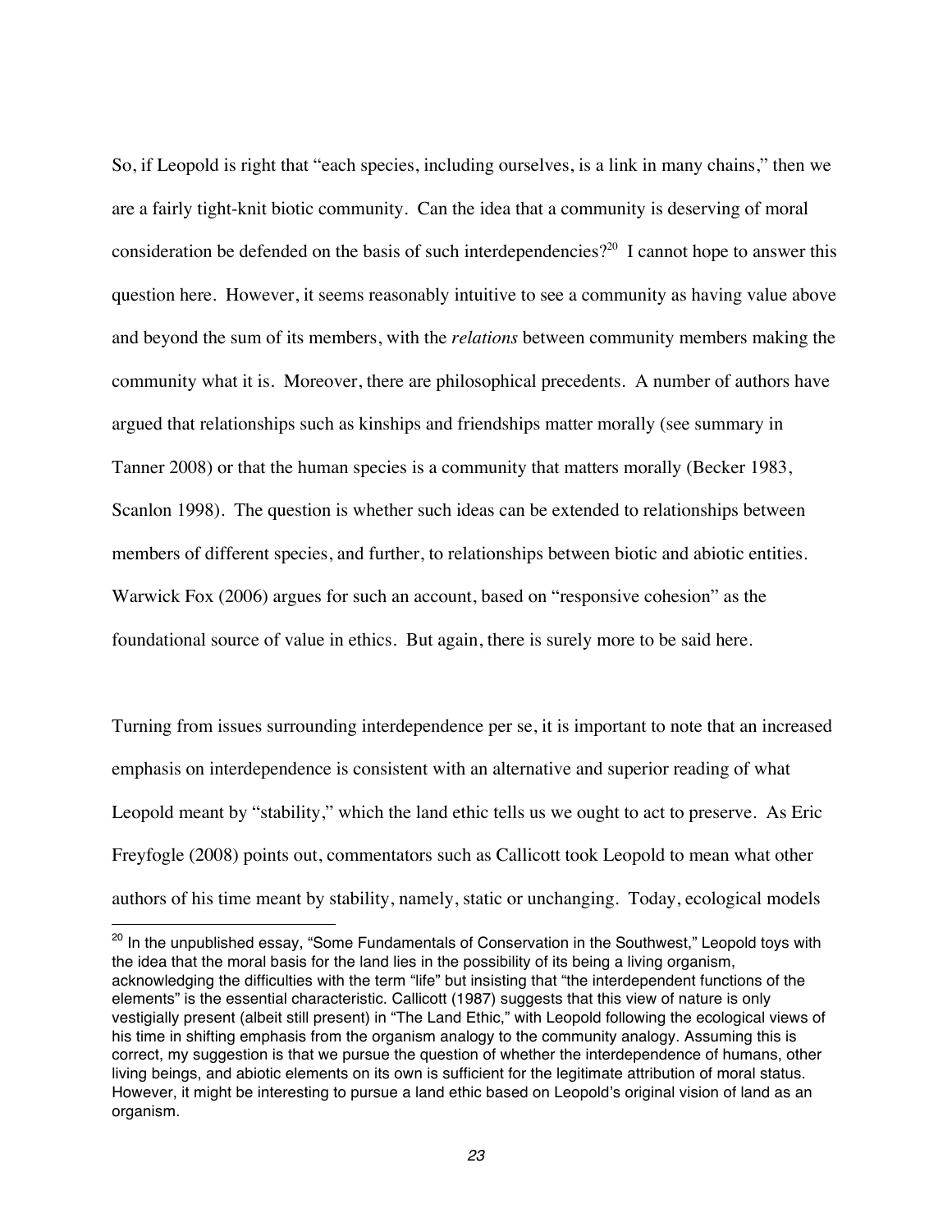So, if Leopold is right that "each species, including ourselves, is a link in many chains," then we are a fairly tight-knit biotic community. Can the idea that a community is deserving of moral consideration be defended on the basis of such interdependencies?[20] I cannot hope to answer this question here. However, it seems reasonably intuitive to see a community as having value above and beyond the sum of its members, with the *relations* between community members making the community what it is. Moreover, there are philosophical precedents. A number of authors have argued that relationships such as kinships and friendships matter morally (see summary in Tanner 2008) or that the human species is a community that matters morally (Becker 1983, Scanlon 1998). The question is whether such ideas can be extended to relationships between members of different species, and further, to relationships between biotic and abiotic entities. Warwick Fox (2006) argues for such an account, based on "responsive cohesion" as the foundational source of value in ethics. But again, there is surely more to be said here.

Turning from issues surrounding interdependence per se, it is important to note that an increased emphasis on interdependence is consistent with an alternative and superior reading of what Leopold meant by "stability," which the land ethic tells us we ought to act to preserve. As Eric Freyfogle (2008) points out, commentators such as Callicott took Leopold to mean what other authors of his time meant by stability, namely, static or unchanging. Today, ecological models

---

[20] In the unpublished essay, "Some Fundamentals of Conservation in the Southwest," Leopold toys with the idea that the moral basis for the land lies in the possibility of its being a living organism, acknowledging the difficulties with the term "life" but insisting that "the interdependent functions of the elements" is the essential characteristic. Callicott (1987) suggests that this view of nature is only vestigially present (albeit still present) in "The Land Ethic," with Leopold following the ecological views of his time in shifting emphasis from the organism analogy to the community analogy. Assuming this is correct, my suggestion is that we pursue the question of whether the interdependence of humans, other living beings, and abiotic elements on its own is sufficient for the legitimate attribution of moral status. However, it might be interesting to pursue a land ethic based on Leopold's original vision of land as an organism.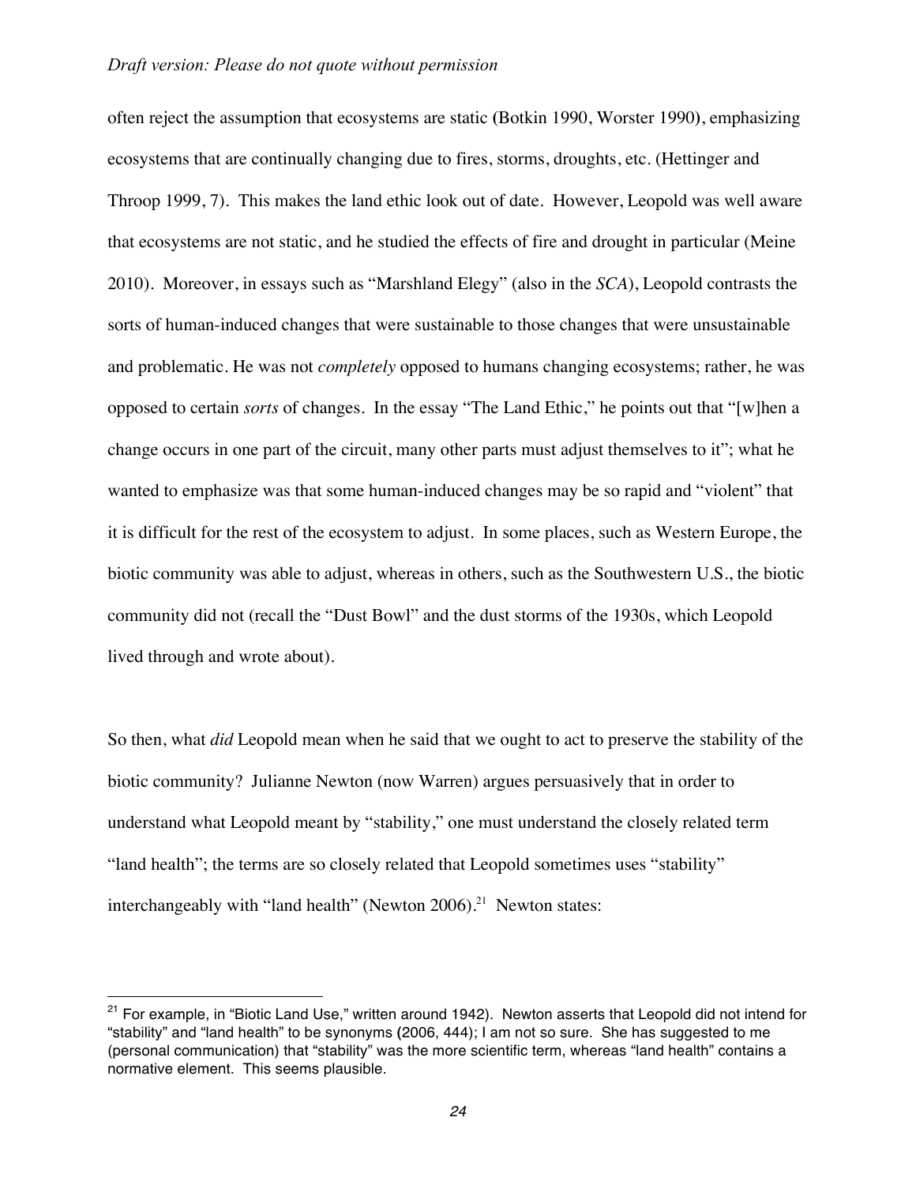often reject the assumption that ecosystems are static (Botkin 1990, Worster 1990), emphasizing ecosystems that are continually changing due to fires, storms, droughts, etc. (Hettinger and Throop 1999, 7). This makes the land ethic look out of date. However, Leopold was well aware that ecosystems are not static, and he studied the effects of fire and drought in particular (Meine 2010). Moreover, in essays such as "Marshland Elegy" (also in the *SCA*), Leopold contrasts the sorts of human-induced changes that were sustainable to those changes that were unsustainable and problematic. He was not *completely* opposed to humans changing ecosystems; rather, he was opposed to certain *sorts* of changes. In the essay "The Land Ethic," he points out that "[w]hen a change occurs in one part of the circuit, many other parts must adjust themselves to it"; what he wanted to emphasize was that some human-induced changes may be so rapid and "violent" that it is difficult for the rest of the ecosystem to adjust. In some places, such as Western Europe, the biotic community was able to adjust, whereas in others, such as the Southwestern U.S., the biotic community did not (recall the "Dust Bowl" and the dust storms of the 1930s, which Leopold lived through and wrote about).

So then, what *did* Leopold mean when he said that we ought to act to preserve the stability of the biotic community? Julianne Newton (now Warren) argues persuasively that in order to understand what Leopold meant by "stability," one must understand the closely related term "land health"; the terms are so closely related that Leopold sometimes uses "stability" interchangeably with "land health" (Newton 2006).[21] Newton states:

[21] For example, in "Biotic Land Use," written around 1942). Newton asserts that Leopold did not intend for "stability" and "land health" to be synonyms (2006, 444); I am not so sure. She has suggested to me (personal communication) that "stability" was the more scientific term, whereas "land health" contains a normative element. This seems plausible.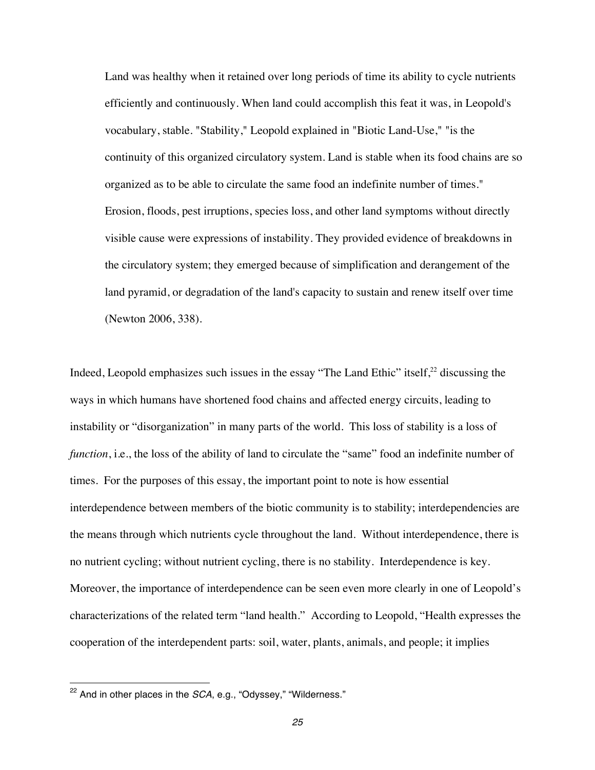> Land was healthy when it retained over long periods of time its ability to cycle nutrients efficiently and continuously. When land could accomplish this feat it was, in Leopold's vocabulary, stable. "Stability," Leopold explained in "Biotic Land-Use," "is the continuity of this organized circulatory system. Land is stable when its food chains are so organized as to be able to circulate the same food an indefinite number of times." Erosion, floods, pest irruptions, species loss, and other land symptoms without directly visible cause were expressions of instability. They provided evidence of breakdowns in the circulatory system; they emerged because of simplification and derangement of the land pyramid, or degradation of the land's capacity to sustain and renew itself over time (Newton 2006, 338).

Indeed, Leopold emphasizes such issues in the essay "The Land Ethic" itself,[22] discussing the ways in which humans have shortened food chains and affected energy circuits, leading to instability or "disorganization" in many parts of the world. This loss of stability is a loss of *function*, i.e., the loss of the ability of land to circulate the "same" food an indefinite number of times. For the purposes of this essay, the important point to note is how essential interdependence between members of the biotic community is to stability; interdependencies are the means through which nutrients cycle throughout the land. Without interdependence, there is no nutrient cycling; without nutrient cycling, there is no stability. Interdependence is key. Moreover, the importance of interdependence can be seen even more clearly in one of Leopold's characterizations of the related term "land health." According to Leopold, "Health expresses the cooperation of the interdependent parts: soil, water, plants, animals, and people; it implies

---

[22] And in other places in the *SCA*, e.g., "Odyssey," "Wilderness."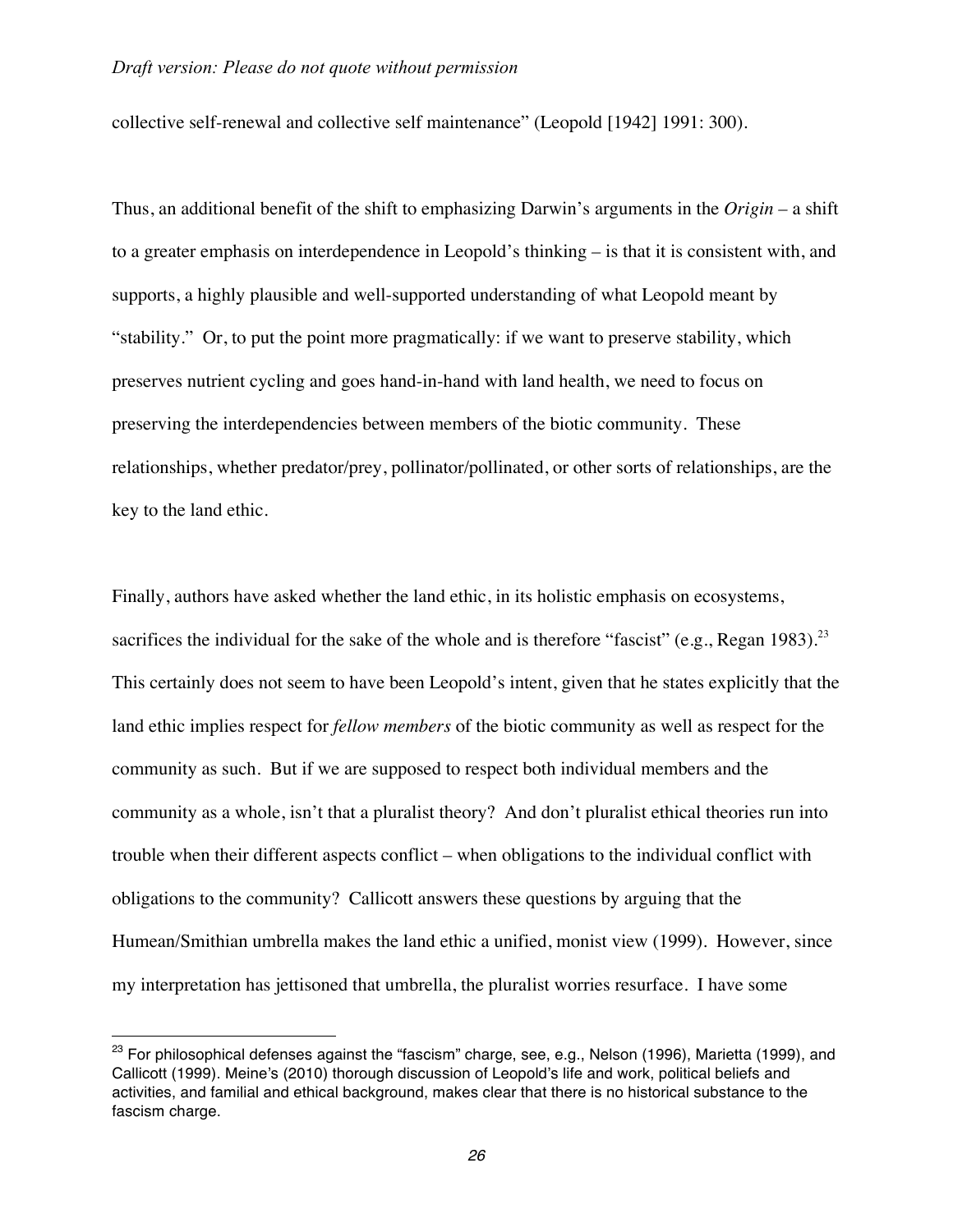collective self-renewal and collective self maintenance" (Leopold [1942] 1991: 300).

Thus, an additional benefit of the shift to emphasizing Darwin's arguments in the *Origin* – a shift to a greater emphasis on interdependence in Leopold's thinking – is that it is consistent with, and supports, a highly plausible and well-supported understanding of what Leopold meant by "stability." Or, to put the point more pragmatically: if we want to preserve stability, which preserves nutrient cycling and goes hand-in-hand with land health, we need to focus on preserving the interdependencies between members of the biotic community. These relationships, whether predator/prey, pollinator/pollinated, or other sorts of relationships, are the key to the land ethic.

Finally, authors have asked whether the land ethic, in its holistic emphasis on ecosystems, sacrifices the individual for the sake of the whole and is therefore "fascist" (e.g., Regan 1983).[23] This certainly does not seem to have been Leopold's intent, given that he states explicitly that the land ethic implies respect for *fellow members* of the biotic community as well as respect for the community as such. But if we are supposed to respect both individual members and the community as a whole, isn't that a pluralist theory? And don't pluralist ethical theories run into trouble when their different aspects conflict – when obligations to the individual conflict with obligations to the community? Callicott answers these questions by arguing that the Humean/Smithian umbrella makes the land ethic a unified, monist view (1999). However, since my interpretation has jettisoned that umbrella, the pluralist worries resurface. I have some

[23] For philosophical defenses against the "fascism" charge, see, e.g., Nelson (1996), Marietta (1999), and Callicott (1999). Meine's (2010) thorough discussion of Leopold's life and work, political beliefs and activities, and familial and ethical background, makes clear that there is no historical substance to the fascism charge.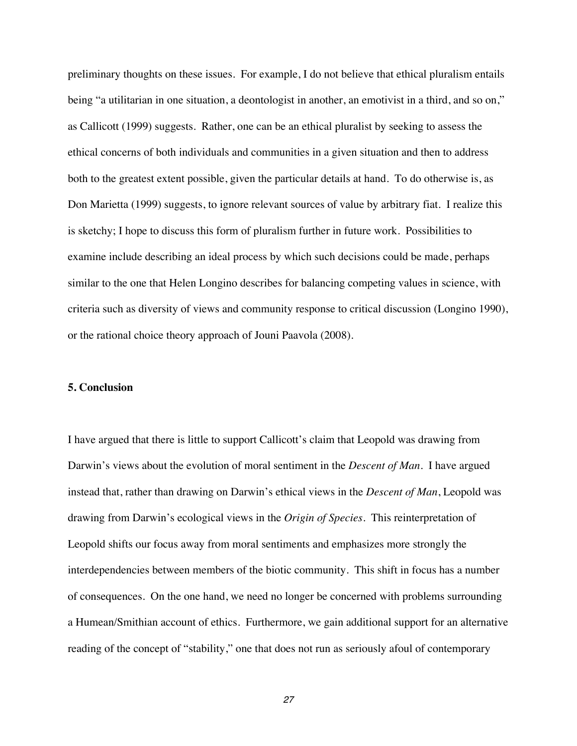preliminary thoughts on these issues. For example, I do not believe that ethical pluralism entails being "a utilitarian in one situation, a deontologist in another, an emotivist in a third, and so on," as Callicott (1999) suggests. Rather, one can be an ethical pluralist by seeking to assess the ethical concerns of both individuals and communities in a given situation and then to address both to the greatest extent possible, given the particular details at hand. To do otherwise is, as Don Marietta (1999) suggests, to ignore relevant sources of value by arbitrary fiat. I realize this is sketchy; I hope to discuss this form of pluralism further in future work. Possibilities to examine include describing an ideal process by which such decisions could be made, perhaps similar to the one that Helen Longino describes for balancing competing values in science, with criteria such as diversity of views and community response to critical discussion (Longino 1990), or the rational choice theory approach of Jouni Paavola (2008).

## 5. Conclusion

I have argued that there is little to support Callicott's claim that Leopold was drawing from Darwin's views about the evolution of moral sentiment in the *Descent of Man*. I have argued instead that, rather than drawing on Darwin's ethical views in the *Descent of Man*, Leopold was drawing from Darwin's ecological views in the *Origin of Species*. This reinterpretation of Leopold shifts our focus away from moral sentiments and emphasizes more strongly the interdependencies between members of the biotic community. This shift in focus has a number of consequences. On the one hand, we need no longer be concerned with problems surrounding a Humean/Smithian account of ethics. Furthermore, we gain additional support for an alternative reading of the concept of "stability," one that does not run as seriously afoul of contemporary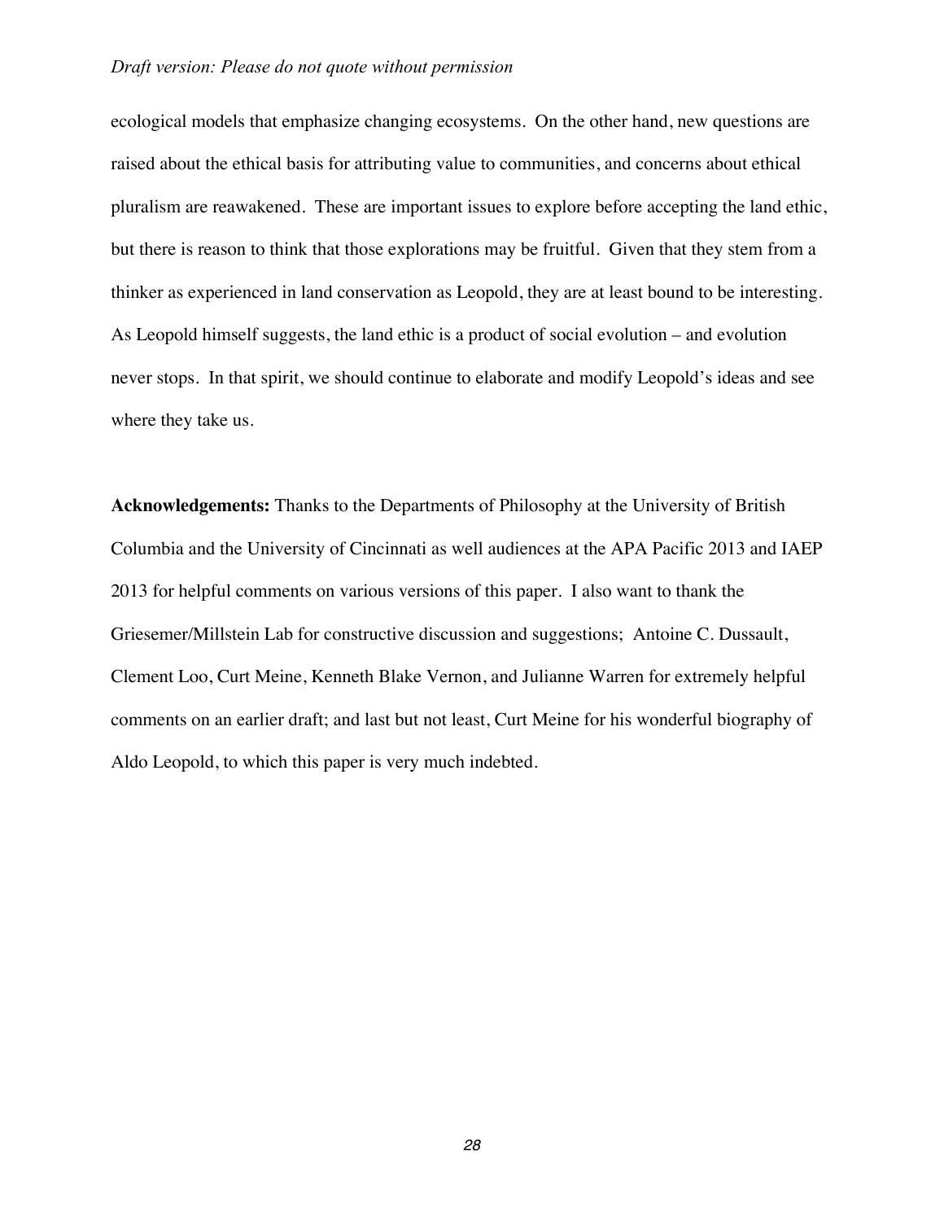ecological models that emphasize changing ecosystems. On the other hand, new questions are raised about the ethical basis for attributing value to communities, and concerns about ethical pluralism are reawakened. These are important issues to explore before accepting the land ethic, but there is reason to think that those explorations may be fruitful. Given that they stem from a thinker as experienced in land conservation as Leopold, they are at least bound to be interesting. As Leopold himself suggests, the land ethic is a product of social evolution – and evolution never stops. In that spirit, we should continue to elaborate and modify Leopold's ideas and see where they take us.

**Acknowledgements:** Thanks to the Departments of Philosophy at the University of British Columbia and the University of Cincinnati as well audiences at the APA Pacific 2013 and IAEP 2013 for helpful comments on various versions of this paper. I also want to thank the Griesemer/Millstein Lab for constructive discussion and suggestions; Antoine C. Dussault, Clement Loo, Curt Meine, Kenneth Blake Vernon, and Julianne Warren for extremely helpful comments on an earlier draft; and last but not least, Curt Meine for his wonderful biography of Aldo Leopold, to which this paper is very much indebted.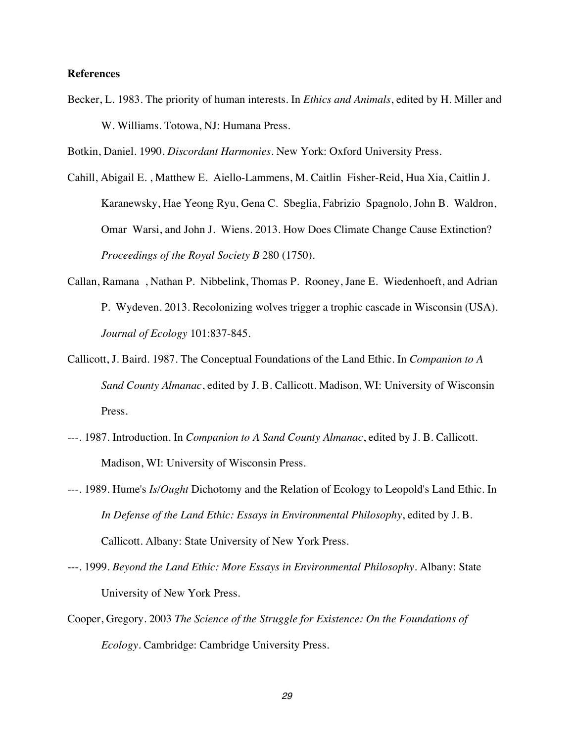**References**

Becker, L. 1983. The priority of human interests. In *Ethics and Animals*, edited by H. Miller and W. Williams. Totowa, NJ: Humana Press.

Botkin, Daniel. 1990. *Discordant Harmonies*. New York: Oxford University Press.

Cahill, Abigail E. , Matthew E. Aiello-Lammens, M. Caitlin Fisher-Reid, Hua Xia, Caitlin J. Karanewsky, Hae Yeong Ryu, Gena C. Sbeglia, Fabrizio Spagnolo, John B. Waldron, Omar Warsi, and John J. Wiens. 2013. How Does Climate Change Cause Extinction? *Proceedings of the Royal Society B* 280 (1750).

Callan, Ramana , Nathan P. Nibbelink, Thomas P. Rooney, Jane E. Wiedenhoeft, and Adrian P. Wydeven. 2013. Recolonizing wolves trigger a trophic cascade in Wisconsin (USA). *Journal of Ecology* 101:837-845.

Callicott, J. Baird. 1987. The Conceptual Foundations of the Land Ethic. In *Companion to A Sand County Almanac*, edited by J. B. Callicott. Madison, WI: University of Wisconsin Press.

---. 1987. Introduction. In *Companion to A Sand County Almanac*, edited by J. B. Callicott. Madison, WI: University of Wisconsin Press.

---. 1989. Hume's *Is/Ought* Dichotomy and the Relation of Ecology to Leopold's Land Ethic. In *In Defense of the Land Ethic: Essays in Environmental Philosophy*, edited by J. B. Callicott. Albany: State University of New York Press.

---. 1999. *Beyond the Land Ethic: More Essays in Environmental Philosophy*. Albany: State University of New York Press.

Cooper, Gregory. 2003 *The Science of the Struggle for Existence: On the Foundations of Ecology*. Cambridge: Cambridge University Press.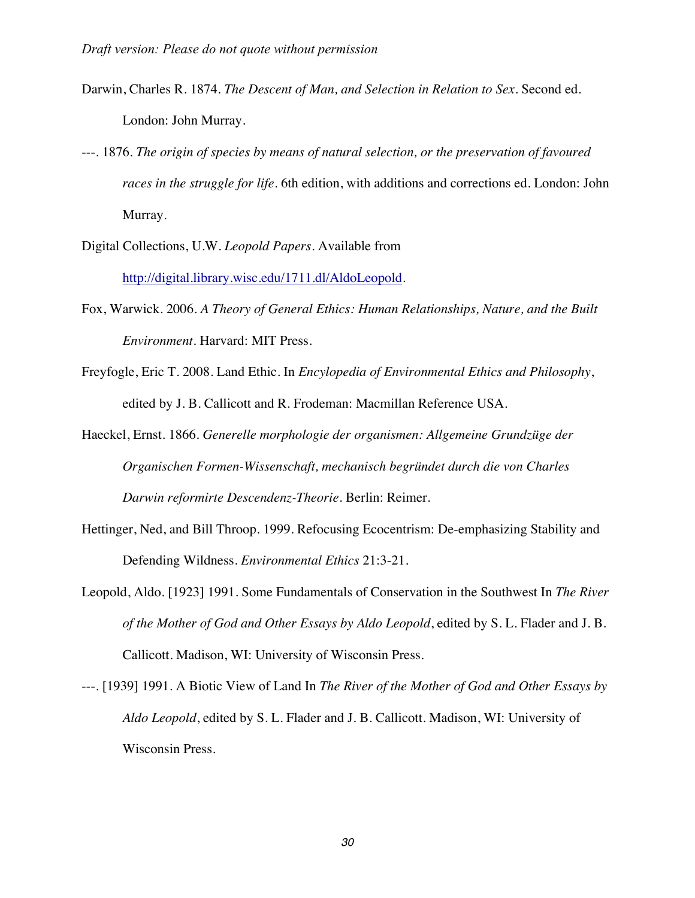Darwin, Charles R. 1874. *The Descent of Man, and Selection in Relation to Sex*. Second ed. London: John Murray.

---. 1876. *The origin of species by means of natural selection, or the preservation of favoured races in the struggle for life*. 6th edition, with additions and corrections ed. London: John Murray.

Digital Collections, U.W. *Leopold Papers*. Available from http://digital.library.wisc.edu/1711.dl/AldoLeopold.

Fox, Warwick. 2006. *A Theory of General Ethics: Human Relationships, Nature, and the Built Environment*. Harvard: MIT Press.

Freyfogle, Eric T. 2008. Land Ethic. In *Encylopedia of Environmental Ethics and Philosophy*, edited by J. B. Callicott and R. Frodeman: Macmillan Reference USA.

Haeckel, Ernst. 1866. *Generelle morphologie der organismen: Allgemeine Grundzüge der Organischen Formen-Wissenschaft, mechanisch begründet durch die von Charles Darwin reformirte Descendenz-Theorie*. Berlin: Reimer.

Hettinger, Ned, and Bill Throop. 1999. Refocusing Ecocentrism: De-emphasizing Stability and Defending Wildness. *Environmental Ethics* 21:3-21.

Leopold, Aldo. [1923] 1991. Some Fundamentals of Conservation in the Southwest In *The River of the Mother of God and Other Essays by Aldo Leopold*, edited by S. L. Flader and J. B. Callicott. Madison, WI: University of Wisconsin Press.

---. [1939] 1991. A Biotic View of Land In *The River of the Mother of God and Other Essays by Aldo Leopold*, edited by S. L. Flader and J. B. Callicott. Madison, WI: University of Wisconsin Press.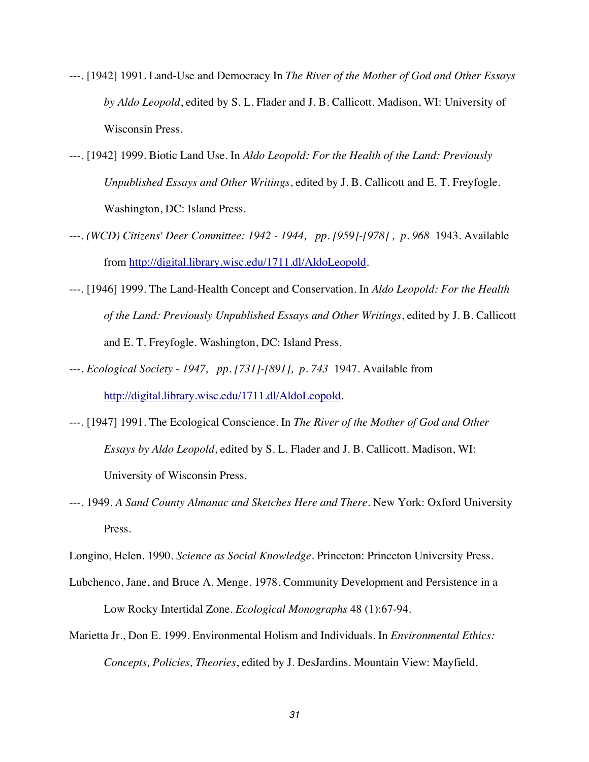---. [1942] 1991. Land-Use and Democracy In *The River of the Mother of God and Other Essays by Aldo Leopold*, edited by S. L. Flader and J. B. Callicott. Madison, WI: University of Wisconsin Press.

---. [1942] 1999. Biotic Land Use. In *Aldo Leopold: For the Health of the Land: Previously Unpublished Essays and Other Writings*, edited by J. B. Callicott and E. T. Freyfogle. Washington, DC: Island Press.

---. *(WCD) Citizens' Deer Committee: 1942 - 1944, pp. [959]-[978] , p. 968* 1943. Available from http://digital.library.wisc.edu/1711.dl/AldoLeopold.

---. [1946] 1999. The Land-Health Concept and Conservation. In *Aldo Leopold: For the Health of the Land: Previously Unpublished Essays and Other Writings*, edited by J. B. Callicott and E. T. Freyfogle. Washington, DC: Island Press.

---. *Ecological Society - 1947, pp. [731]-[891], p. 743* 1947. Available from http://digital.library.wisc.edu/1711.dl/AldoLeopold.

---. [1947] 1991. The Ecological Conscience. In *The River of the Mother of God and Other Essays by Aldo Leopold*, edited by S. L. Flader and J. B. Callicott. Madison, WI: University of Wisconsin Press.

---. 1949. *A Sand County Almanac and Sketches Here and There*. New York: Oxford University Press.

Longino, Helen. 1990. *Science as Social Knowledge*. Princeton: Princeton University Press.

Lubchenco, Jane, and Bruce A. Menge. 1978. Community Development and Persistence in a Low Rocky Intertidal Zone. *Ecological Monographs* 48 (1):67-94.

Marietta Jr., Don E. 1999. Environmental Holism and Individuals. In *Environmental Ethics: Concepts, Policies, Theories*, edited by J. DesJardins. Mountain View: Mayfield.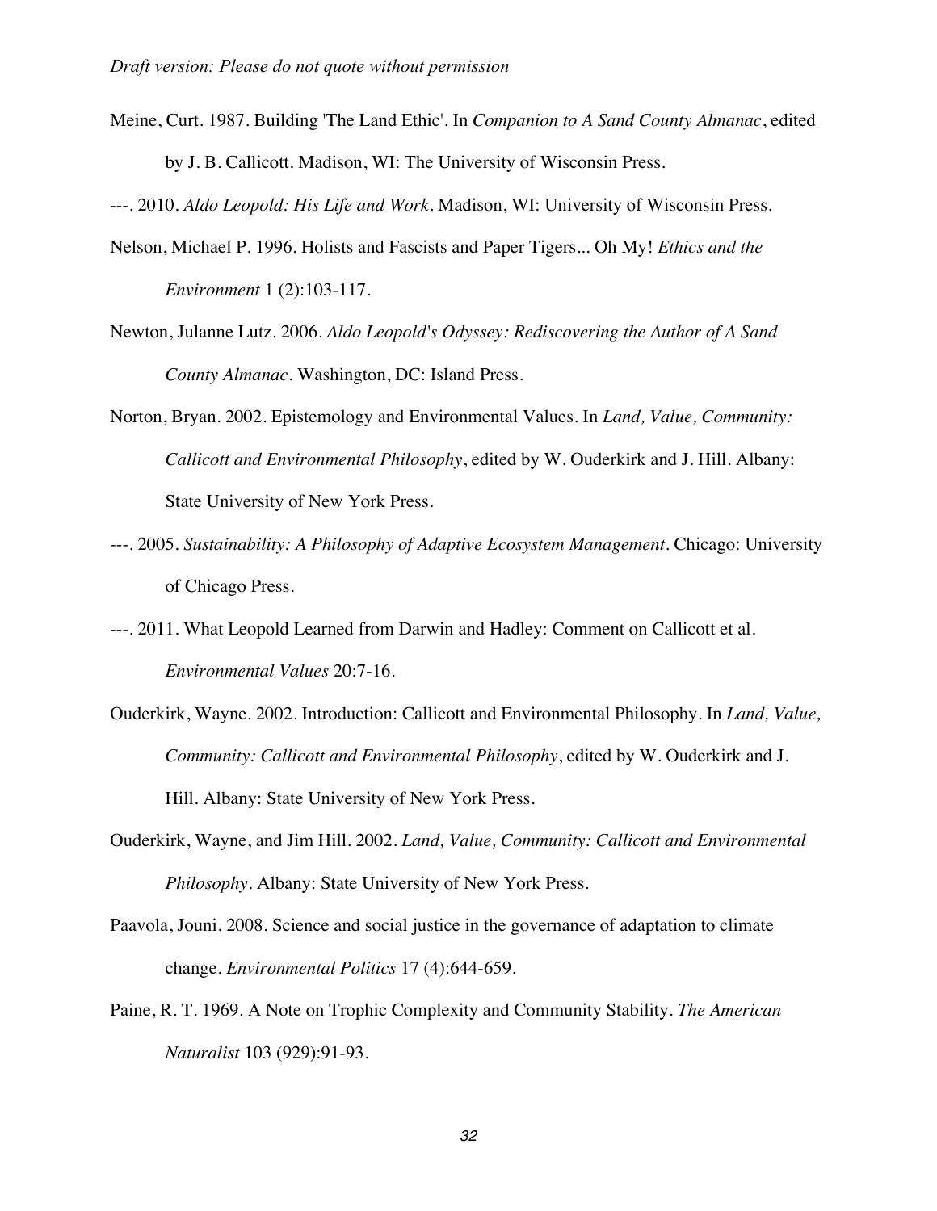Meine, Curt. 1987. Building 'The Land Ethic'. In *Companion to A Sand County Almanac*, edited by J. B. Callicott. Madison, WI: The University of Wisconsin Press.

---. 2010. *Aldo Leopold: His Life and Work*. Madison, WI: University of Wisconsin Press.

Nelson, Michael P. 1996. Holists and Fascists and Paper Tigers... Oh My! *Ethics and the Environment* 1 (2):103-117.

Newton, Julanne Lutz. 2006. *Aldo Leopold's Odyssey: Rediscovering the Author of A Sand County Almanac*. Washington, DC: Island Press.

Norton, Bryan. 2002. Epistemology and Environmental Values. In *Land, Value, Community: Callicott and Environmental Philosophy*, edited by W. Ouderkirk and J. Hill. Albany: State University of New York Press.

---. 2005. *Sustainability: A Philosophy of Adaptive Ecosystem Management*. Chicago: University of Chicago Press.

---. 2011. What Leopold Learned from Darwin and Hadley: Comment on Callicott et al. *Environmental Values* 20:7-16.

Ouderkirk, Wayne. 2002. Introduction: Callicott and Environmental Philosophy. In *Land, Value, Community: Callicott and Environmental Philosophy*, edited by W. Ouderkirk and J. Hill. Albany: State University of New York Press.

Ouderkirk, Wayne, and Jim Hill. 2002. *Land, Value, Community: Callicott and Environmental Philosophy*. Albany: State University of New York Press.

Paavola, Jouni. 2008. Science and social justice in the governance of adaptation to climate change. *Environmental Politics* 17 (4):644-659.

Paine, R. T. 1969. A Note on Trophic Complexity and Community Stability. *The American Naturalist* 103 (929):91-93.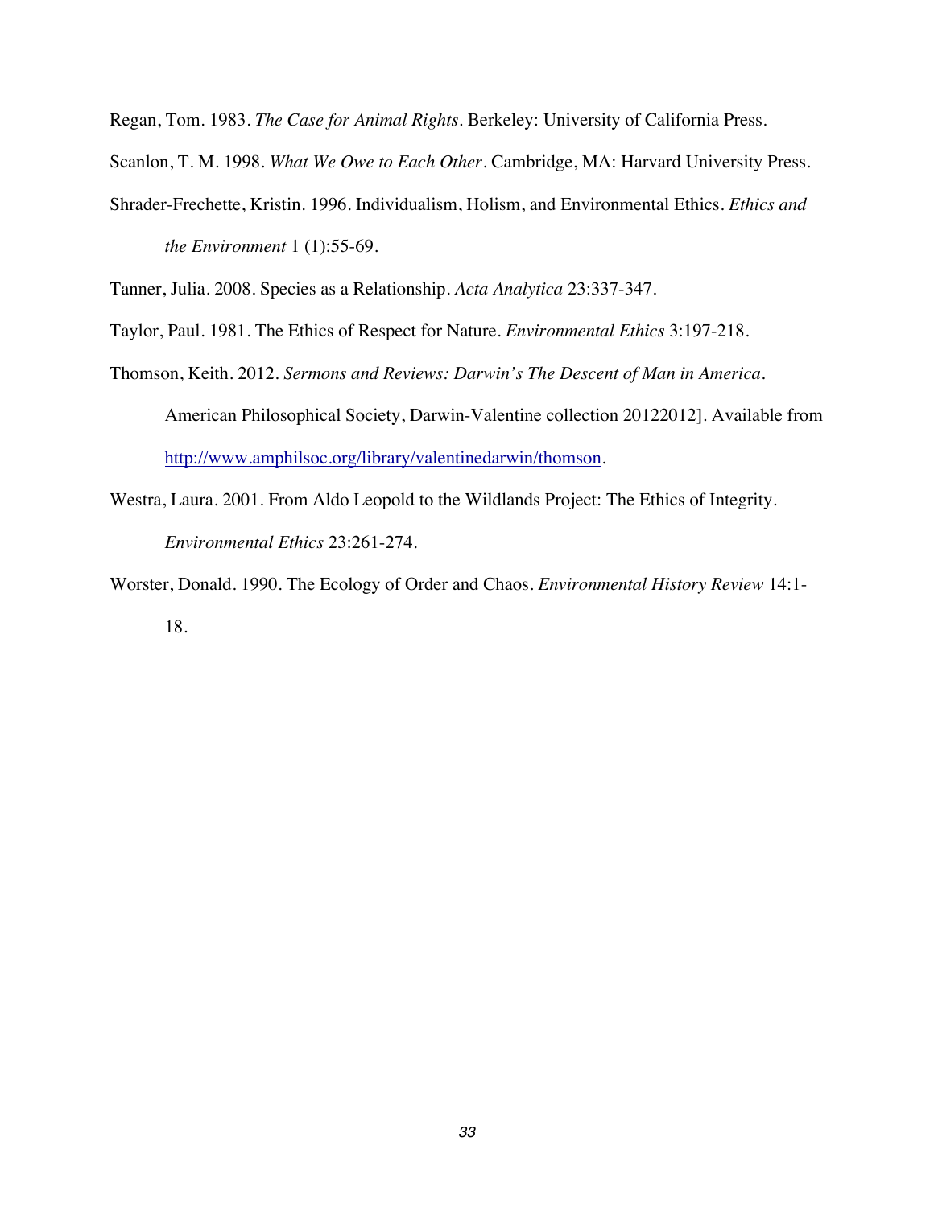Regan, Tom. 1983. *The Case for Animal Rights*. Berkeley: University of California Press.

Scanlon, T. M. 1998. *What We Owe to Each Other*. Cambridge, MA: Harvard University Press.

Shrader-Frechette, Kristin. 1996. Individualism, Holism, and Environmental Ethics. *Ethics and the Environment* 1 (1):55-69.

Tanner, Julia. 2008. Species as a Relationship. *Acta Analytica* 23:337-347.

Taylor, Paul. 1981. The Ethics of Respect for Nature. *Environmental Ethics* 3:197-218.

Thomson, Keith. 2012. *Sermons and Reviews: Darwin's The Descent of Man in America*. American Philosophical Society, Darwin-Valentine collection 20122012]. Available from http://www.amphilsoc.org/library/valentinedarwin/thomson.

Westra, Laura. 2001. From Aldo Leopold to the Wildlands Project: The Ethics of Integrity. *Environmental Ethics* 23:261-274.

Worster, Donald. 1990. The Ecology of Order and Chaos. *Environmental History Review* 14:1-18.